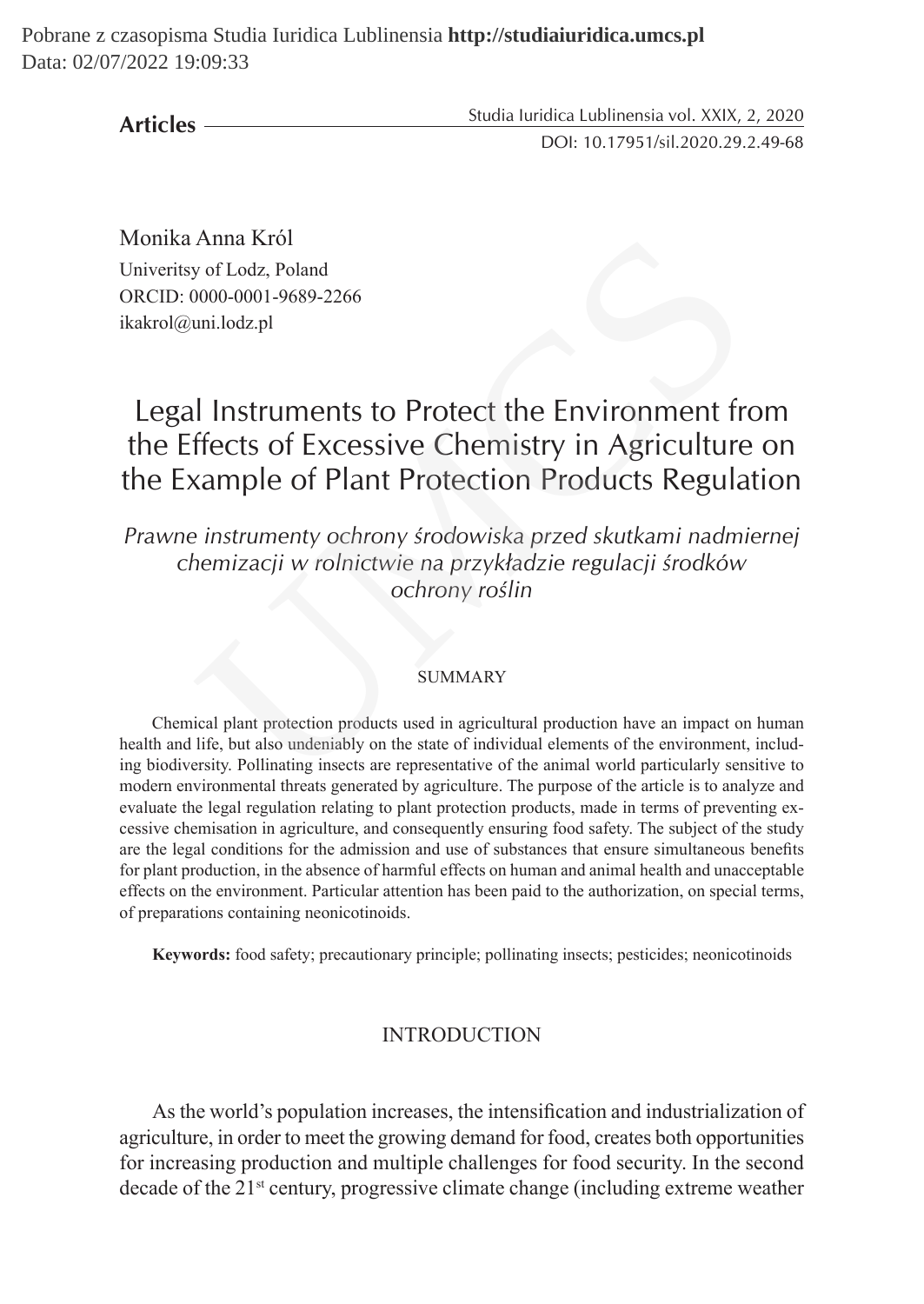**Articles**

Monika Anna Król
Univeritsy of Lodz, Poland
ORCID: 0000-0001-9689-2266
ikakrol@uni.lodz.pl

# Legal Instruments to Protect the Environment from the Effects of Excessive Chemistry in Agriculture on the Example of Plant Protection Products Regulation

*Prawne instrumenty ochrony środowiska przed skutkami nadmiernej chemizacji w rolnictwie na przykładzie regulacji środków ochrony roślin*

## SUMMARY

Chemical plant protection products used in agricultural production have an impact on human health and life, but also undeniably on the state of individual elements of the environment, including biodiversity. Pollinating insects are representative of the animal world particularly sensitive to modern environmental threats generated by agriculture. The purpose of the article is to analyze and evaluate the legal regulation relating to plant protection products, made in terms of preventing excessive chemisation in agriculture, and consequently ensuring food safety. The subject of the study are the legal conditions for the admission and use of substances that ensure simultaneous benefits for plant production, in the absence of harmful effects on human and animal health and unacceptable effects on the environment. Particular attention has been paid to the authorization, on special terms, of preparations containing neonicotinoids.

**Keywords:** food safety; precautionary principle; pollinating insects; pesticides; neonicotinoids

## INTRODUCTION

As the world's population increases, the intensification and industrialization of agriculture, in order to meet the growing demand for food, creates both opportunities for increasing production and multiple challenges for food security. In the second decade of the 21st century, progressive climate change (including extreme weather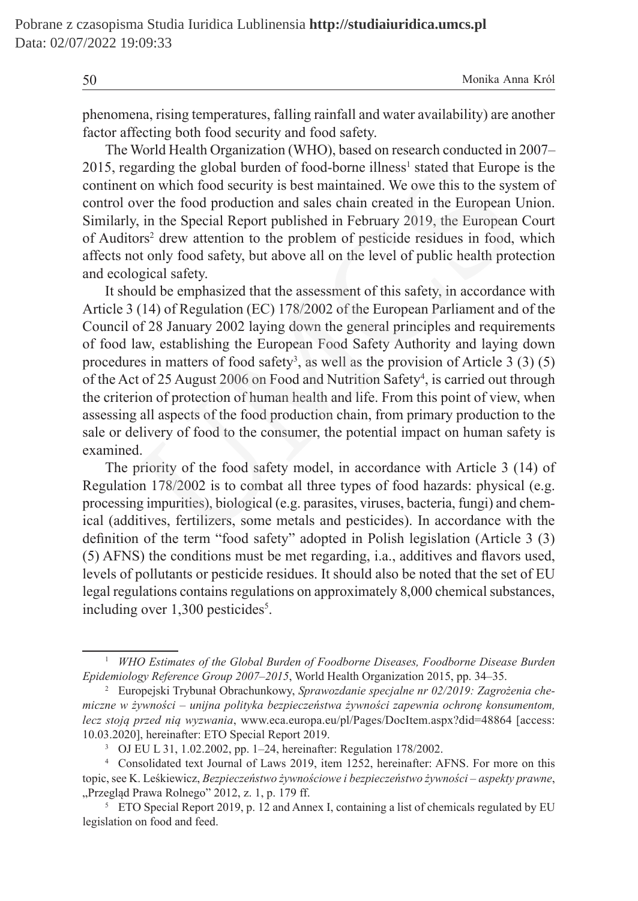phenomena, rising temperatures, falling rainfall and water availability) are another factor affecting both food security and food safety.

The World Health Organization (WHO), based on research conducted in 2007–2015, regarding the global burden of food-borne illness[1] stated that Europe is the continent on which food security is best maintained. We owe this to the system of control over the food production and sales chain created in the European Union. Similarly, in the Special Report published in February 2019, the European Court of Auditors[2] drew attention to the problem of pesticide residues in food, which affects not only food safety, but above all on the level of public health protection and ecological safety.

It should be emphasized that the assessment of this safety, in accordance with Article 3 (14) of Regulation (EC) 178/2002 of the European Parliament and of the Council of 28 January 2002 laying down the general principles and requirements of food law, establishing the European Food Safety Authority and laying down procedures in matters of food safety[3], as well as the provision of Article 3 (3) (5) of the Act of 25 August 2006 on Food and Nutrition Safety[4], is carried out through the criterion of protection of human health and life. From this point of view, when assessing all aspects of the food production chain, from primary production to the sale or delivery of food to the consumer, the potential impact on human safety is examined.

The priority of the food safety model, in accordance with Article 3 (14) of Regulation 178/2002 is to combat all three types of food hazards: physical (e.g. processing impurities), biological (e.g. parasites, viruses, bacteria, fungi) and chemical (additives, fertilizers, some metals and pesticides). In accordance with the definition of the term "food safety" adopted in Polish legislation (Article 3 (3) (5) AFNS) the conditions must be met regarding, i.a., additives and flavors used, levels of pollutants or pesticide residues. It should also be noted that the set of EU legal regulations contains regulations on approximately 8,000 chemical substances, including over 1,300 pesticides[5].

---

[1] *WHO Estimates of the Global Burden of Foodborne Diseases, Foodborne Disease Burden Epidemiology Reference Group 2007–2015*, World Health Organization 2015, pp. 34–35.

[2] Europejski Trybunał Obrachunkowy, *Sprawozdanie specjalne nr 02/2019: Zagrożenia chemiczne w żywności – unijna polityka bezpieczeństwa żywności zapewnia ochronę konsumentom, lecz stoją przed nią wyzwania*, www.eca.europa.eu/pl/Pages/DocItem.aspx?did=48864 [access: 10.03.2020], hereinafter: ETO Special Report 2019.

[3] OJ EU L 31, 1.02.2002, pp. 1–24, hereinafter: Regulation 178/2002.

[4] Consolidated text Journal of Laws 2019, item 1252, hereinafter: AFNS. For more on this topic, see K. Leśkiewicz, *Bezpieczeństwo żywnościowe i bezpieczeństwo żywności – aspekty prawne*, „Przegląd Prawa Rolnego" 2012, z. 1, p. 179 ff.

[5] ETO Special Report 2019, p. 12 and Annex I, containing a list of chemicals regulated by EU legislation on food and feed.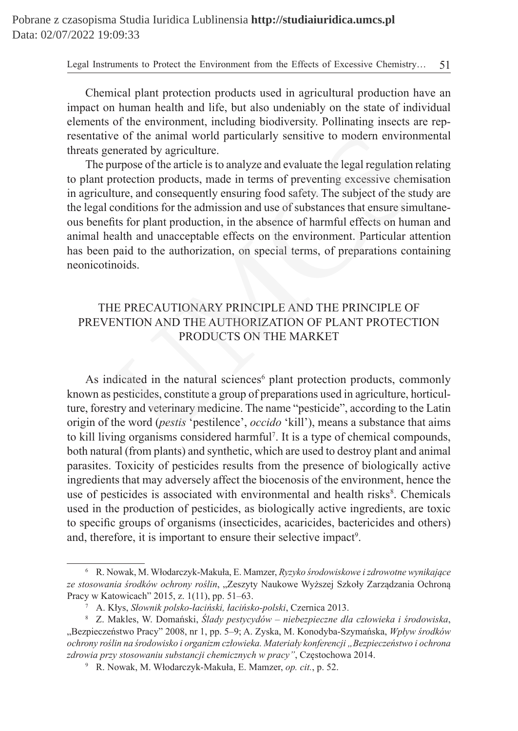Chemical plant protection products used in agricultural production have an impact on human health and life, but also undeniably on the state of individual elements of the environment, including biodiversity. Pollinating insects are representative of the animal world particularly sensitive to modern environmental threats generated by agriculture.

The purpose of the article is to analyze and evaluate the legal regulation relating to plant protection products, made in terms of preventing excessive chemisation in agriculture, and consequently ensuring food safety. The subject of the study are the legal conditions for the admission and use of substances that ensure simultaneous benefits for plant production, in the absence of harmful effects on human and animal health and unacceptable effects on the environment. Particular attention has been paid to the authorization, on special terms, of preparations containing neonicotinoids.

## THE PRECAUTIONARY PRINCIPLE AND THE PRINCIPLE OF PREVENTION AND THE AUTHORIZATION OF PLANT PROTECTION PRODUCTS ON THE MARKET

As indicated in the natural sciences[6] plant protection products, commonly known as pesticides, constitute a group of preparations used in agriculture, horticulture, forestry and veterinary medicine. The name "pesticide", according to the Latin origin of the word (*pestis* 'pestilence', *occido* 'kill'), means a substance that aims to kill living organisms considered harmful[7]. It is a type of chemical compounds, both natural (from plants) and synthetic, which are used to destroy plant and animal parasites. Toxicity of pesticides results from the presence of biologically active ingredients that may adversely affect the biocenosis of the environment, hence the use of pesticides is associated with environmental and health risks[8]. Chemicals used in the production of pesticides, as biologically active ingredients, are toxic to specific groups of organisms (insecticides, acaricides, bactericides and others) and, therefore, it is important to ensure their selective impact[9].

---

[6] R. Nowak, M. Włodarczyk-Makuła, E. Mamzer, *Ryzyko środowiskowe i zdrowotne wynikające ze stosowania środków ochrony roślin*, „Zeszyty Naukowe Wyższej Szkoły Zarządzania Ochroną Pracy w Katowicach" 2015, z. 1(11), pp. 51–63.

[7] A. Kłys, *Słownik polsko-łaciński, łacińsko-polski*, Czernica 2013.

[8] Z. Makles, W. Domański, *Ślady pestycydów – niebezpieczne dla człowieka i środowiska*, „Bezpieczeństwo Pracy" 2008, nr 1, pp. 5–9; A. Zyska, M. Konodyba-Szymańska, *Wpływ środków ochrony roślin na środowisko i organizm człowieka. Materiały konferencji „Bezpieczeństwo i ochrona zdrowia przy stosowaniu substancji chemicznych w pracy"*, Częstochowa 2014.

[9] R. Nowak, M. Włodarczyk-Makuła, E. Mamzer, *op. cit.*, p. 52.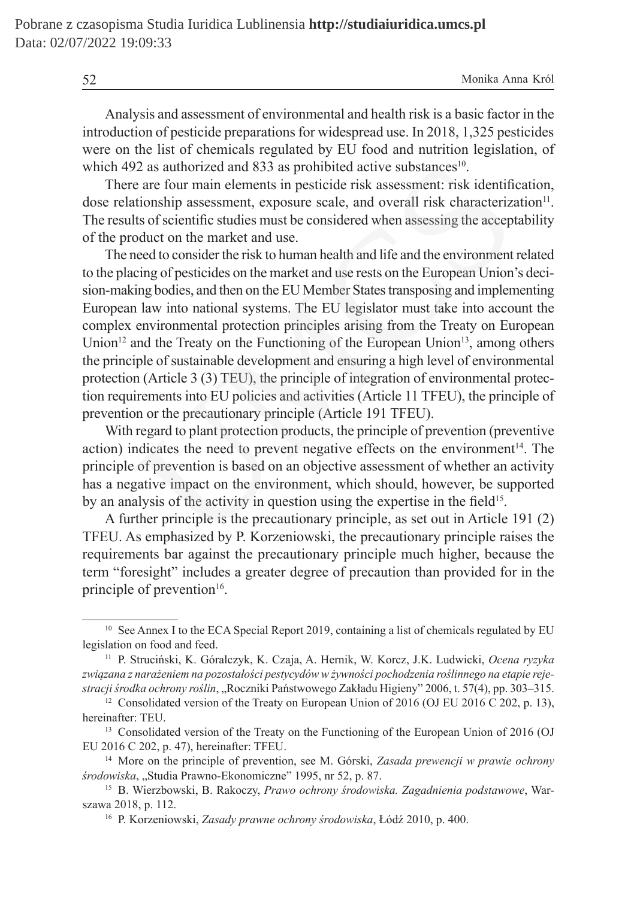Analysis and assessment of environmental and health risk is a basic factor in the introduction of pesticide preparations for widespread use. In 2018, 1,325 pesticides were on the list of chemicals regulated by EU food and nutrition legislation, of which 492 as authorized and 833 as prohibited active substances[10].

There are four main elements in pesticide risk assessment: risk identification, dose relationship assessment, exposure scale, and overall risk characterization[11]. The results of scientific studies must be considered when assessing the acceptability of the product on the market and use.

The need to consider the risk to human health and life and the environment related to the placing of pesticides on the market and use rests on the European Union's decision-making bodies, and then on the EU Member States transposing and implementing European law into national systems. The EU legislator must take into account the complex environmental protection principles arising from the Treaty on European Union[12] and the Treaty on the Functioning of the European Union[13], among others the principle of sustainable development and ensuring a high level of environmental protection (Article 3 (3) TEU), the principle of integration of environmental protection requirements into EU policies and activities (Article 11 TFEU), the principle of prevention or the precautionary principle (Article 191 TFEU).

With regard to plant protection products, the principle of prevention (preventive action) indicates the need to prevent negative effects on the environment[14]. The principle of prevention is based on an objective assessment of whether an activity has a negative impact on the environment, which should, however, be supported by an analysis of the activity in question using the expertise in the field[15].

A further principle is the precautionary principle, as set out in Article 191 (2) TFEU. As emphasized by P. Korzeniowski, the precautionary principle raises the requirements bar against the precautionary principle much higher, because the term "foresight" includes a greater degree of precaution than provided for in the principle of prevention[16].

---

[10] See Annex I to the ECA Special Report 2019, containing a list of chemicals regulated by EU legislation on food and feed.

[11] P. Struciński, K. Góralczyk, K. Czaja, A. Hernik, W. Korcz, J.K. Ludwicki, *Ocena ryzyka związana z narażeniem na pozostałości pestycydów w żywności pochodzenia roślinnego na etapie rejestracji środka ochrony roślin*, „Roczniki Państwowego Zakładu Higieny" 2006, t. 57(4), pp. 303–315.

[12] Consolidated version of the Treaty on European Union of 2016 (OJ EU 2016 C 202, p. 13), hereinafter: TEU.

[13] Consolidated version of the Treaty on the Functioning of the European Union of 2016 (OJ EU 2016 C 202, p. 47), hereinafter: TFEU.

[14] More on the principle of prevention, see M. Górski, *Zasada prewencji w prawie ochrony środowiska*, „Studia Prawno-Ekonomiczne" 1995, nr 52, p. 87.

[15] B. Wierzbowski, B. Rakoczy, *Prawo ochrony środowiska. Zagadnienia podstawowe*, Warszawa 2018, p. 112.

[16] P. Korzeniowski, *Zasady prawne ochrony środowiska*, Łódź 2010, p. 400.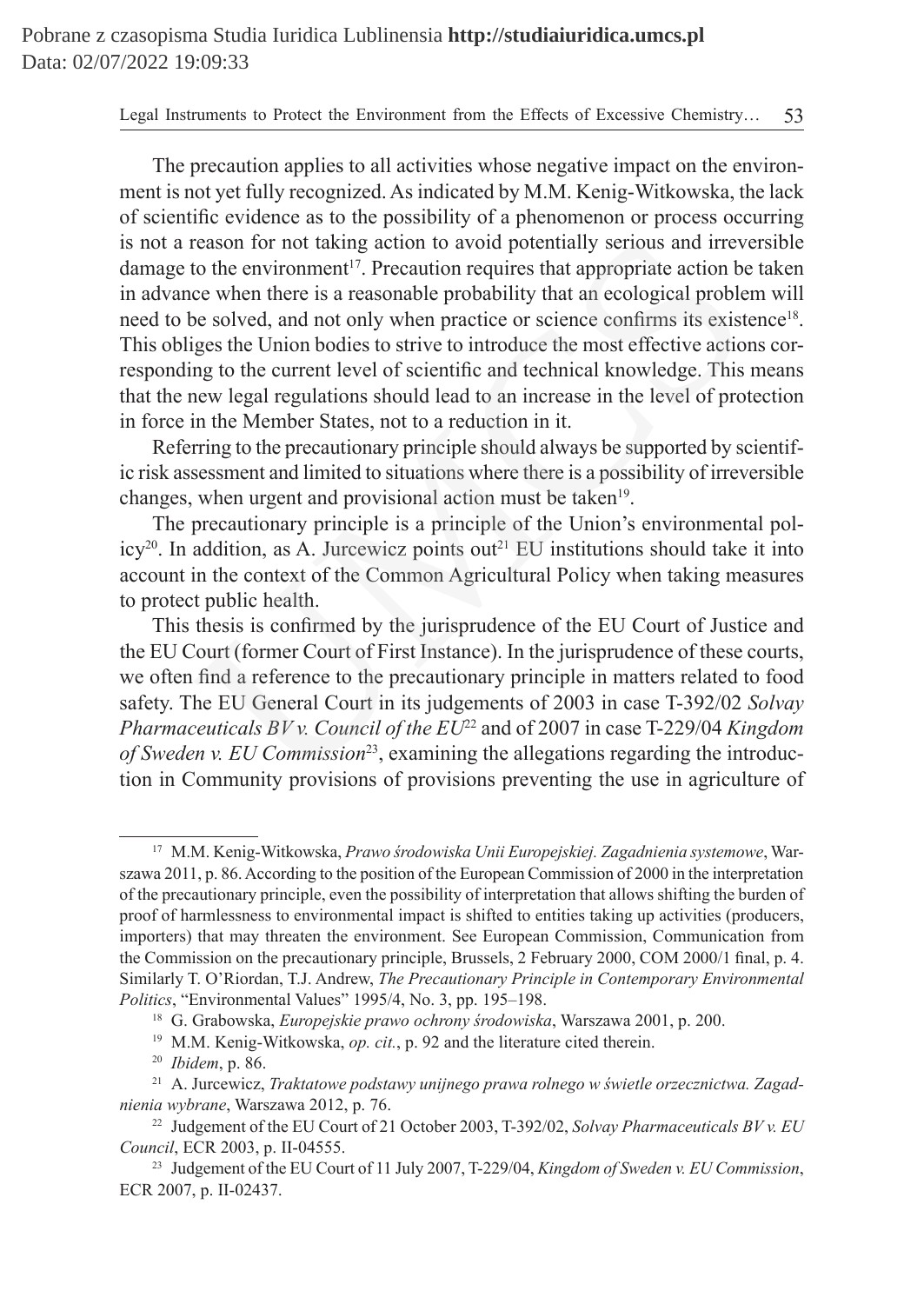The precaution applies to all activities whose negative impact on the environment is not yet fully recognized. As indicated by M.M. Kenig-Witkowska, the lack of scientific evidence as to the possibility of a phenomenon or process occurring is not a reason for not taking action to avoid potentially serious and irreversible damage to the environment[17]. Precaution requires that appropriate action be taken in advance when there is a reasonable probability that an ecological problem will need to be solved, and not only when practice or science confirms its existence[18]. This obliges the Union bodies to strive to introduce the most effective actions corresponding to the current level of scientific and technical knowledge. This means that the new legal regulations should lead to an increase in the level of protection in force in the Member States, not to a reduction in it.

Referring to the precautionary principle should always be supported by scientific risk assessment and limited to situations where there is a possibility of irreversible changes, when urgent and provisional action must be taken[19].

The precautionary principle is a principle of the Union's environmental policy[20]. In addition, as A. Jurcewicz points out[21] EU institutions should take it into account in the context of the Common Agricultural Policy when taking measures to protect public health.

This thesis is confirmed by the jurisprudence of the EU Court of Justice and the EU Court (former Court of First Instance). In the jurisprudence of these courts, we often find a reference to the precautionary principle in matters related to food safety. The EU General Court in its judgements of 2003 in case T-392/02 *Solvay Pharmaceuticals BV v. Council of the EU*[22] and of 2007 in case T-229/04 *Kingdom of Sweden v. EU Commission*[23], examining the allegations regarding the introduction in Community provisions of provisions preventing the use in agriculture of

---

[17] M.M. Kenig-Witkowska, *Prawo środowiska Unii Europejskiej. Zagadnienia systemowe*, Warszawa 2011, p. 86. According to the position of the European Commission of 2000 in the interpretation of the precautionary principle, even the possibility of interpretation that allows shifting the burden of proof of harmlessness to environmental impact is shifted to entities taking up activities (producers, importers) that may threaten the environment. See European Commission, Communication from the Commission on the precautionary principle, Brussels, 2 February 2000, COM 2000/1 final, p. 4. Similarly T. O'Riordan, T.J. Andrew, *The Precautionary Principle in Contemporary Environmental Politics*, "Environmental Values" 1995/4, No. 3, pp. 195–198.

[18] G. Grabowska, *Europejskie prawo ochrony środowiska*, Warszawa 2001, p. 200.

[19] M.M. Kenig-Witkowska, *op. cit.*, p. 92 and the literature cited therein.

[20] *Ibidem*, p. 86.

[21] A. Jurcewicz, *Traktatowe podstawy unijnego prawa rolnego w świetle orzecznictwa. Zagadnienia wybrane*, Warszawa 2012, p. 76.

[22] Judgement of the EU Court of 21 October 2003, T-392/02, *Solvay Pharmaceuticals BV v. EU Council*, ECR 2003, p. II-04555.

[23] Judgement of the EU Court of 11 July 2007, T-229/04, *Kingdom of Sweden v. EU Commission*, ECR 2007, p. II-02437.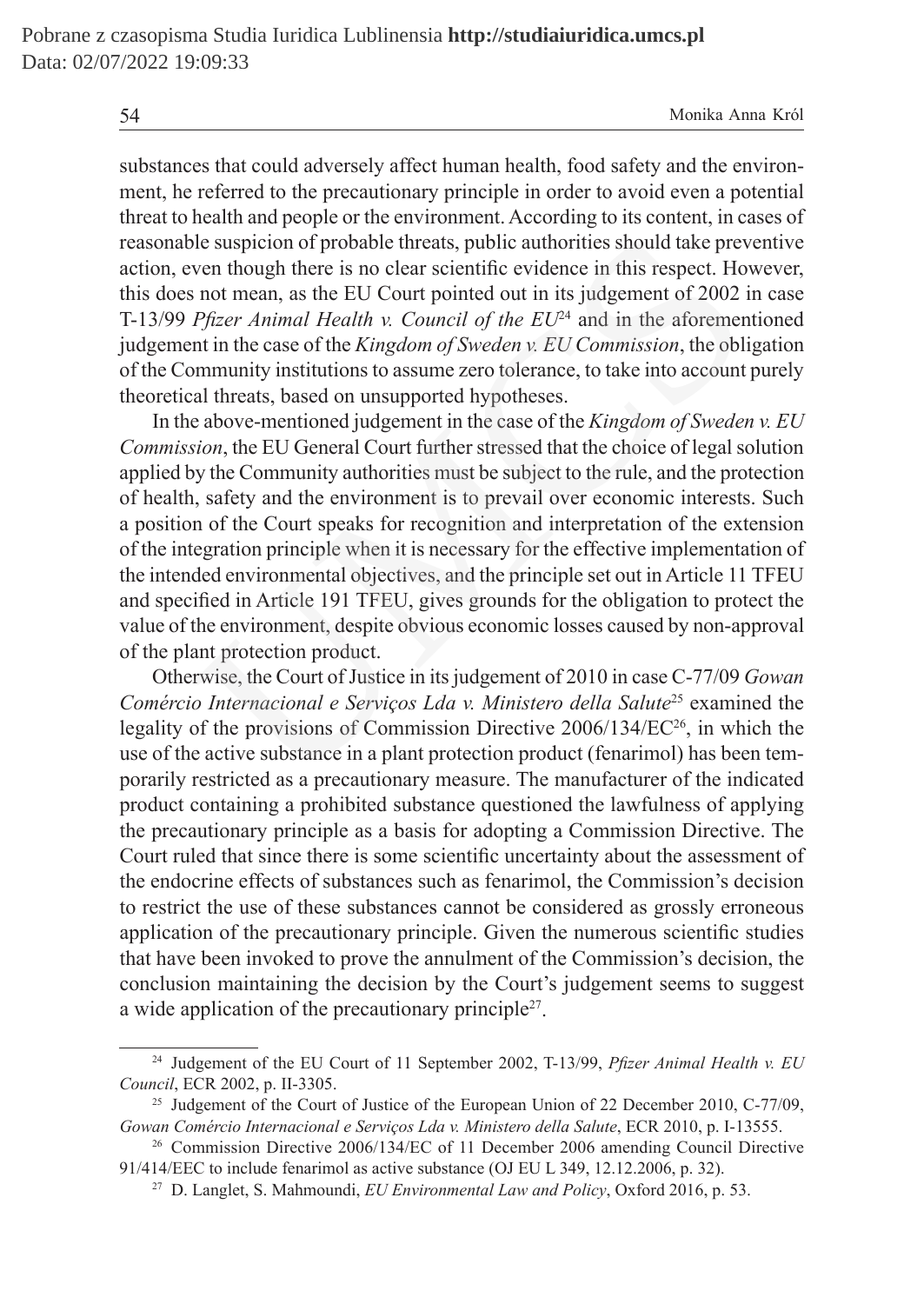substances that could adversely affect human health, food safety and the environment, he referred to the precautionary principle in order to avoid even a potential threat to health and people or the environment. According to its content, in cases of reasonable suspicion of probable threats, public authorities should take preventive action, even though there is no clear scientific evidence in this respect. However, this does not mean, as the EU Court pointed out in its judgement of 2002 in case T-13/99 *Pfizer Animal Health v. Council of the EU*[24] and in the aforementioned judgement in the case of the *Kingdom of Sweden v. EU Commission*, the obligation of the Community institutions to assume zero tolerance, to take into account purely theoretical threats, based on unsupported hypotheses.

In the above-mentioned judgement in the case of the *Kingdom of Sweden v. EU Commission*, the EU General Court further stressed that the choice of legal solution applied by the Community authorities must be subject to the rule, and the protection of health, safety and the environment is to prevail over economic interests. Such a position of the Court speaks for recognition and interpretation of the extension of the integration principle when it is necessary for the effective implementation of the intended environmental objectives, and the principle set out in Article 11 TFEU and specified in Article 191 TFEU, gives grounds for the obligation to protect the value of the environment, despite obvious economic losses caused by non-approval of the plant protection product.

Otherwise, the Court of Justice in its judgement of 2010 in case C-77/09 *Gowan Comércio Internacional e Serviços Lda v. Ministero della Salute*[25] examined the legality of the provisions of Commission Directive 2006/134/EC[26], in which the use of the active substance in a plant protection product (fenarimol) has been temporarily restricted as a precautionary measure. The manufacturer of the indicated product containing a prohibited substance questioned the lawfulness of applying the precautionary principle as a basis for adopting a Commission Directive. The Court ruled that since there is some scientific uncertainty about the assessment of the endocrine effects of substances such as fenarimol, the Commission's decision to restrict the use of these substances cannot be considered as grossly erroneous application of the precautionary principle. Given the numerous scientific studies that have been invoked to prove the annulment of the Commission's decision, the conclusion maintaining the decision by the Court's judgement seems to suggest a wide application of the precautionary principle[27].

---

[24] Judgement of the EU Court of 11 September 2002, T-13/99, *Pfizer Animal Health v. EU Council*, ECR 2002, p. II-3305.

[25] Judgement of the Court of Justice of the European Union of 22 December 2010, C-77/09, *Gowan Comércio Internacional e Serviços Lda v. Ministero della Salute*, ECR 2010, p. I-13555.

[26] Commission Directive 2006/134/EC of 11 December 2006 amending Council Directive 91/414/EEC to include fenarimol as active substance (OJ EU L 349, 12.12.2006, p. 32).

[27] D. Langlet, S. Mahmoundi, *EU Environmental Law and Policy*, Oxford 2016, p. 53.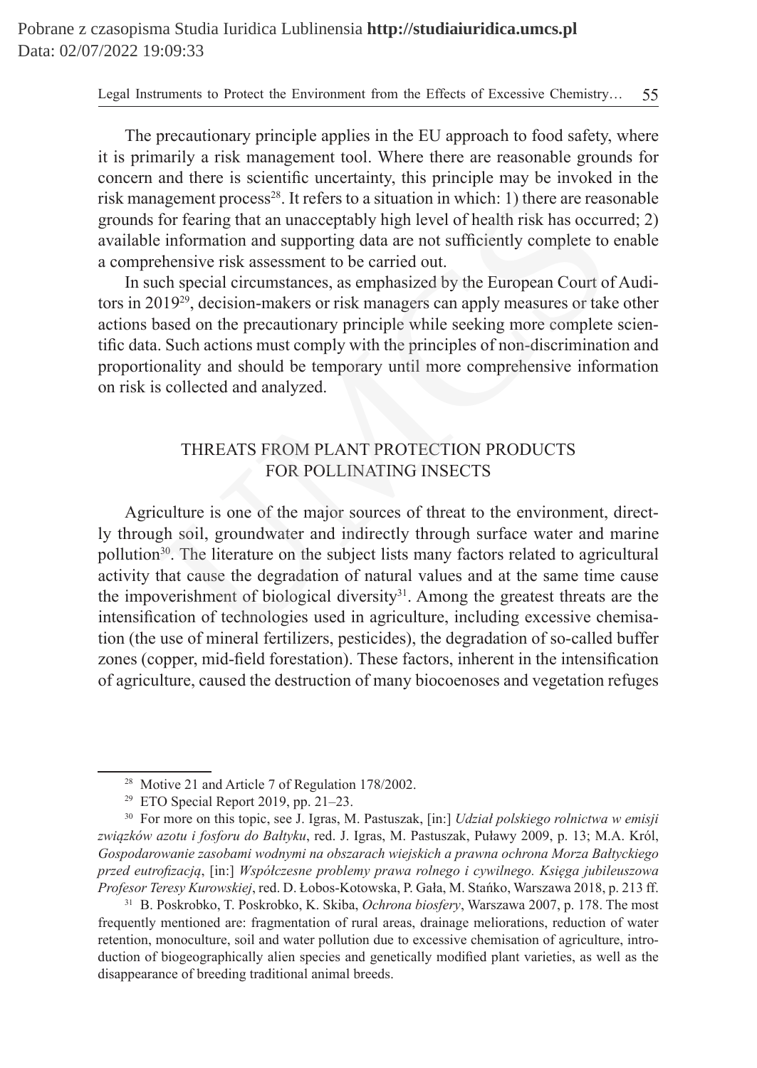The precautionary principle applies in the EU approach to food safety, where it is primarily a risk management tool. Where there are reasonable grounds for concern and there is scientific uncertainty, this principle may be invoked in the risk management process[28]. It refers to a situation in which: 1) there are reasonable grounds for fearing that an unacceptably high level of health risk has occurred; 2) available information and supporting data are not sufficiently complete to enable a comprehensive risk assessment to be carried out.

In such special circumstances, as emphasized by the European Court of Auditors in 2019[29], decision-makers or risk managers can apply measures or take other actions based on the precautionary principle while seeking more complete scientific data. Such actions must comply with the principles of non-discrimination and proportionality and should be temporary until more comprehensive information on risk is collected and analyzed.

## THREATS FROM PLANT PROTECTION PRODUCTS FOR POLLINATING INSECTS

Agriculture is one of the major sources of threat to the environment, directly through soil, groundwater and indirectly through surface water and marine pollution[30]. The literature on the subject lists many factors related to agricultural activity that cause the degradation of natural values and at the same time cause the impoverishment of biological diversity[31]. Among the greatest threats are the intensification of technologies used in agriculture, including excessive chemisation (the use of mineral fertilizers, pesticides), the degradation of so-called buffer zones (copper, mid-field forestation). These factors, inherent in the intensification of agriculture, caused the destruction of many biocoenoses and vegetation refuges

---

[28] Motive 21 and Article 7 of Regulation 178/2002.

[29] ETO Special Report 2019, pp. 21–23.

[30] For more on this topic, see J. Igras, M. Pastuszak, [in:] *Udział polskiego rolnictwa w emisji związków azotu i fosforu do Bałtyku*, red. J. Igras, M. Pastuszak, Puławy 2009, p. 13; M.A. Król, *Gospodarowanie zasobami wodnymi na obszarach wiejskich a prawna ochrona Morza Bałtyckiego przed eutrofizacją*, [in:] *Współczesne problemy prawa rolnego i cywilnego. Księga jubileuszowa Profesor Teresy Kurowskiej*, red. D. Łobos-Kotowska, P. Gała, M. Stańko, Warszawa 2018, p. 213 ff.

[31] B. Poskrobko, T. Poskrobko, K. Skiba, *Ochrona biosfery*, Warszawa 2007, p. 178. The most frequently mentioned are: fragmentation of rural areas, drainage meliorations, reduction of water retention, monoculture, soil and water pollution due to excessive chemisation of agriculture, introduction of biogeographically alien species and genetically modified plant varieties, as well as the disappearance of breeding traditional animal breeds.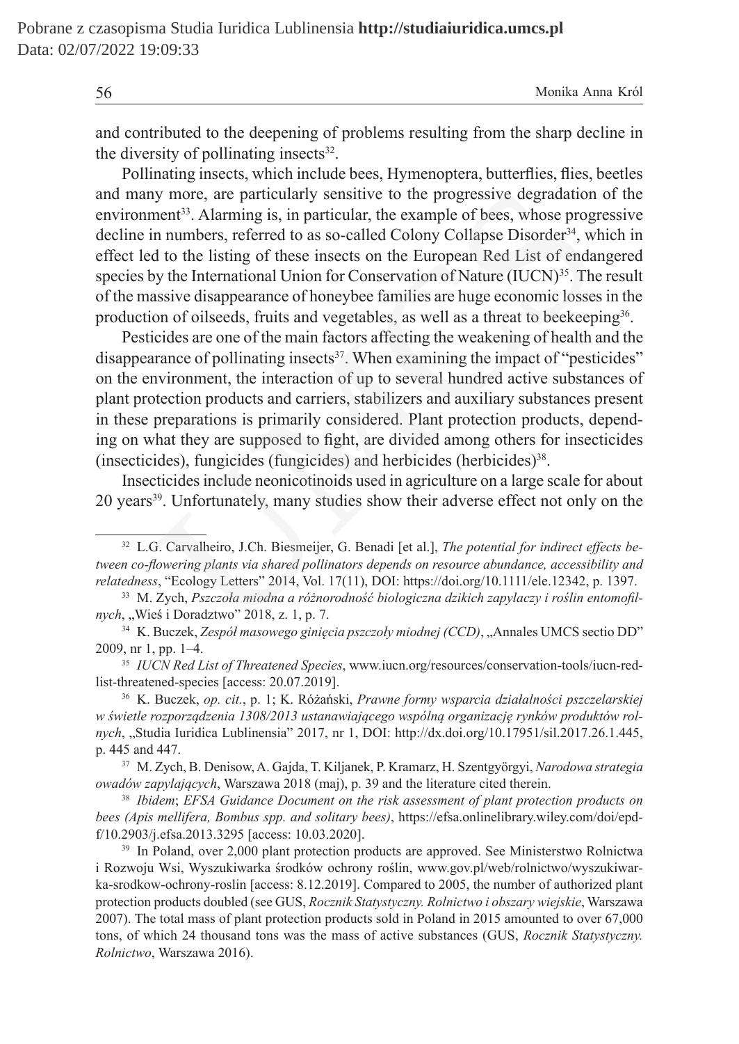and contributed to the deepening of problems resulting from the sharp decline in the diversity of pollinating insects[32].

Pollinating insects, which include bees, Hymenoptera, butterflies, flies, beetles and many more, are particularly sensitive to the progressive degradation of the environment[33]. Alarming is, in particular, the example of bees, whose progressive decline in numbers, referred to as so-called Colony Collapse Disorder[34], which in effect led to the listing of these insects on the European Red List of endangered species by the International Union for Conservation of Nature (IUCN)[35]. The result of the massive disappearance of honeybee families are huge economic losses in the production of oilseeds, fruits and vegetables, as well as a threat to beekeeping[36].

Pesticides are one of the main factors affecting the weakening of health and the disappearance of pollinating insects[37]. When examining the impact of "pesticides" on the environment, the interaction of up to several hundred active substances of plant protection products and carriers, stabilizers and auxiliary substances present in these preparations is primarily considered. Plant protection products, depending on what they are supposed to fight, are divided among others for insecticides (insecticides), fungicides (fungicides) and herbicides (herbicides)[38].

Insecticides include neonicotinoids used in agriculture on a large scale for about 20 years[39]. Unfortunately, many studies show their adverse effect not only on the

---

[32] L.G. Carvalheiro, J.Ch. Biesmeijer, G. Benadi [et al.], *The potential for indirect effects between co-flowering plants via shared pollinators depends on resource abundance, accessibility and relatedness*, "Ecology Letters" 2014, Vol. 17(11), DOI: https://doi.org/10.1111/ele.12342, p. 1397.

[33] M. Zych, *Pszczoła miodna a różnorodność biologiczna dzikich zapylaczy i roślin entomofilnych*, „Wieś i Doradztwo" 2018, z. 1, p. 7.

[34] K. Buczek, *Zespół masowego ginięcia pszczoły miodnej (CCD)*, „Annales UMCS sectio DD" 2009, nr 1, pp. 1–4.

[35] *IUCN Red List of Threatened Species*, www.iucn.org/resources/conservation-tools/iucn-red-list-threatened-species [access: 20.07.2019].

[36] K. Buczek, *op. cit.*, p. 1; K. Różański, *Prawne formy wsparcia działalności pszczelarskiej w świetle rozporządzenia 1308/2013 ustanawiającego wspólną organizację rynków produktów rolnych*, „Studia Iuridica Lublinensia" 2017, nr 1, DOI: http://dx.doi.org/10.17951/sil.2017.26.1.445, p. 445 and 447.

[37] M. Zych, B. Denisow, A. Gajda, T. Kiljanek, P. Kramarz, H. Szentgyörgyi, *Narodowa strategia owadów zapylających*, Warszawa 2018 (maj), p. 39 and the literature cited therein.

[38] *Ibidem*; *EFSA Guidance Document on the risk assessment of plant protection products on bees (Apis mellifera, Bombus spp. and solitary bees)*, https://efsa.onlinelibrary.wiley.com/doi/epdf/10.2903/j.efsa.2013.3295 [access: 10.03.2020].

[39] In Poland, over 2,000 plant protection products are approved. See Ministerstwo Rolnictwa i Rozwoju Wsi, Wyszukiwarka środków ochrony roślin, www.gov.pl/web/rolnictwo/wyszukiwarka-srodkow-ochrony-roslin [access: 8.12.2019]. Compared to 2005, the number of authorized plant protection products doubled (see GUS, *Rocznik Statystyczny. Rolnictwo i obszary wiejskie*, Warszawa 2007). The total mass of plant protection products sold in Poland in 2015 amounted to over 67,000 tons, of which 24 thousand tons was the mass of active substances (GUS, *Rocznik Statystyczny. Rolnictwo*, Warszawa 2016).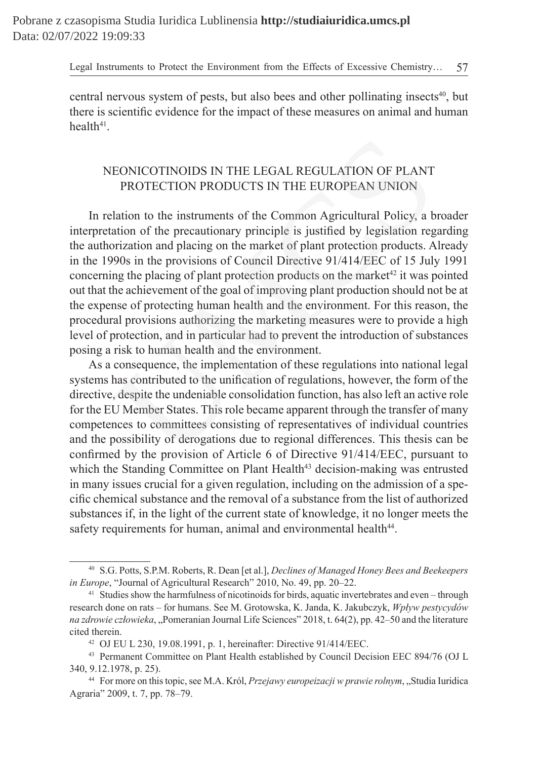central nervous system of pests, but also bees and other pollinating insects[40], but there is scientific evidence for the impact of these measures on animal and human health[41].

## NEONICOTINOIDS IN THE LEGAL REGULATION OF PLANT PROTECTION PRODUCTS IN THE EUROPEAN UNION

In relation to the instruments of the Common Agricultural Policy, a broader interpretation of the precautionary principle is justified by legislation regarding the authorization and placing on the market of plant protection products. Already in the 1990s in the provisions of Council Directive 91/414/EEC of 15 July 1991 concerning the placing of plant protection products on the market[42] it was pointed out that the achievement of the goal of improving plant production should not be at the expense of protecting human health and the environment. For this reason, the procedural provisions authorizing the marketing measures were to provide a high level of protection, and in particular had to prevent the introduction of substances posing a risk to human health and the environment.

As a consequence, the implementation of these regulations into national legal systems has contributed to the unification of regulations, however, the form of the directive, despite the undeniable consolidation function, has also left an active role for the EU Member States. This role became apparent through the transfer of many competences to committees consisting of representatives of individual countries and the possibility of derogations due to regional differences. This thesis can be confirmed by the provision of Article 6 of Directive 91/414/EEC, pursuant to which the Standing Committee on Plant Health[43] decision-making was entrusted in many issues crucial for a given regulation, including on the admission of a specific chemical substance and the removal of a substance from the list of authorized substances if, in the light of the current state of knowledge, it no longer meets the safety requirements for human, animal and environmental health[44].

---

[40] S.G. Potts, S.P.M. Roberts, R. Dean [et al.], *Declines of Managed Honey Bees and Beekeepers in Europe*, "Journal of Agricultural Research" 2010, No. 49, pp. 20–22.

[41] Studies show the harmfulness of nicotinoids for birds, aquatic invertebrates and even – through research done on rats – for humans. See M. Grotowska, K. Janda, K. Jakubczyk, *Wpływ pestycydów na zdrowie człowieka*, „Pomeranian Journal Life Sciences" 2018, t. 64(2), pp. 42–50 and the literature cited therein.

[42] OJ EU L 230, 19.08.1991, p. 1, hereinafter: Directive 91/414/EEC.

[43] Permanent Committee on Plant Health established by Council Decision EEC 894/76 (OJ L 340, 9.12.1978, p. 25).

[44] For more on this topic, see M.A. Król, *Przejawy europeizacji w prawie rolnym*, „Studia Iuridica Agraria" 2009, t. 7, pp. 78–79.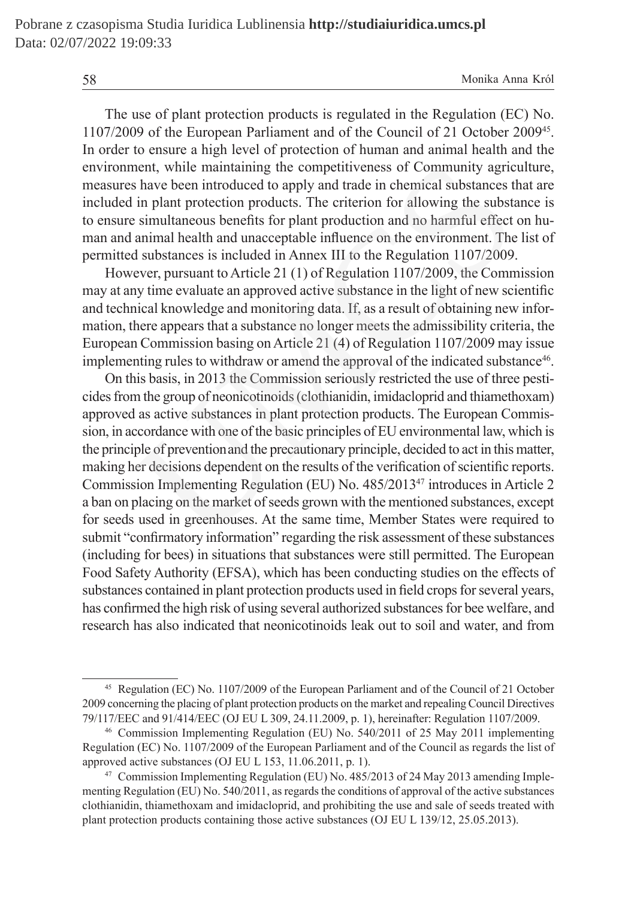The use of plant protection products is regulated in the Regulation (EC) No. 1107/2009 of the European Parliament and of the Council of 21 October 2009[45]. In order to ensure a high level of protection of human and animal health and the environment, while maintaining the competitiveness of Community agriculture, measures have been introduced to apply and trade in chemical substances that are included in plant protection products. The criterion for allowing the substance is to ensure simultaneous benefits for plant production and no harmful effect on human and animal health and unacceptable influence on the environment. The list of permitted substances is included in Annex III to the Regulation 1107/2009.

However, pursuant to Article 21 (1) of Regulation 1107/2009, the Commission may at any time evaluate an approved active substance in the light of new scientific and technical knowledge and monitoring data. If, as a result of obtaining new information, there appears that a substance no longer meets the admissibility criteria, the European Commission basing on Article 21 (4) of Regulation 1107/2009 may issue implementing rules to withdraw or amend the approval of the indicated substance[46].

On this basis, in 2013 the Commission seriously restricted the use of three pesticides from the group of neonicotinoids (clothianidin, imidacloprid and thiamethoxam) approved as active substances in plant protection products. The European Commission, in accordance with one of the basic principles of EU environmental law, which is the principle of preventionand the precautionary principle, decided to act in this matter, making her decisions dependent on the results of the verification of scientific reports. Commission Implementing Regulation (EU) No. 485/2013[47] introduces in Article 2 a ban on placing on the market of seeds grown with the mentioned substances, except for seeds used in greenhouses. At the same time, Member States were required to submit "confirmatory information" regarding the risk assessment of these substances (including for bees) in situations that substances were still permitted. The European Food Safety Authority (EFSA), which has been conducting studies on the effects of substances contained in plant protection products used in field crops for several years, has confirmed the high risk of using several authorized substances for bee welfare, and research has also indicated that neonicotinoids leak out to soil and water, and from

---

[45] Regulation (EC) No. 1107/2009 of the European Parliament and of the Council of 21 October 2009 concerning the placing of plant protection products on the market and repealing Council Directives 79/117/EEC and 91/414/EEC (OJ EU L 309, 24.11.2009, p. 1), hereinafter: Regulation 1107/2009.

[46] Commission Implementing Regulation (EU) No. 540/2011 of 25 May 2011 implementing Regulation (EC) No. 1107/2009 of the European Parliament and of the Council as regards the list of approved active substances (OJ EU L 153, 11.06.2011, p. 1).

[47] Commission Implementing Regulation (EU) No. 485/2013 of 24 May 2013 amending Implementing Regulation (EU) No. 540/2011, as regards the conditions of approval of the active substances clothianidin, thiamethoxam and imidacloprid, and prohibiting the use and sale of seeds treated with plant protection products containing those active substances (OJ EU L 139/12, 25.05.2013).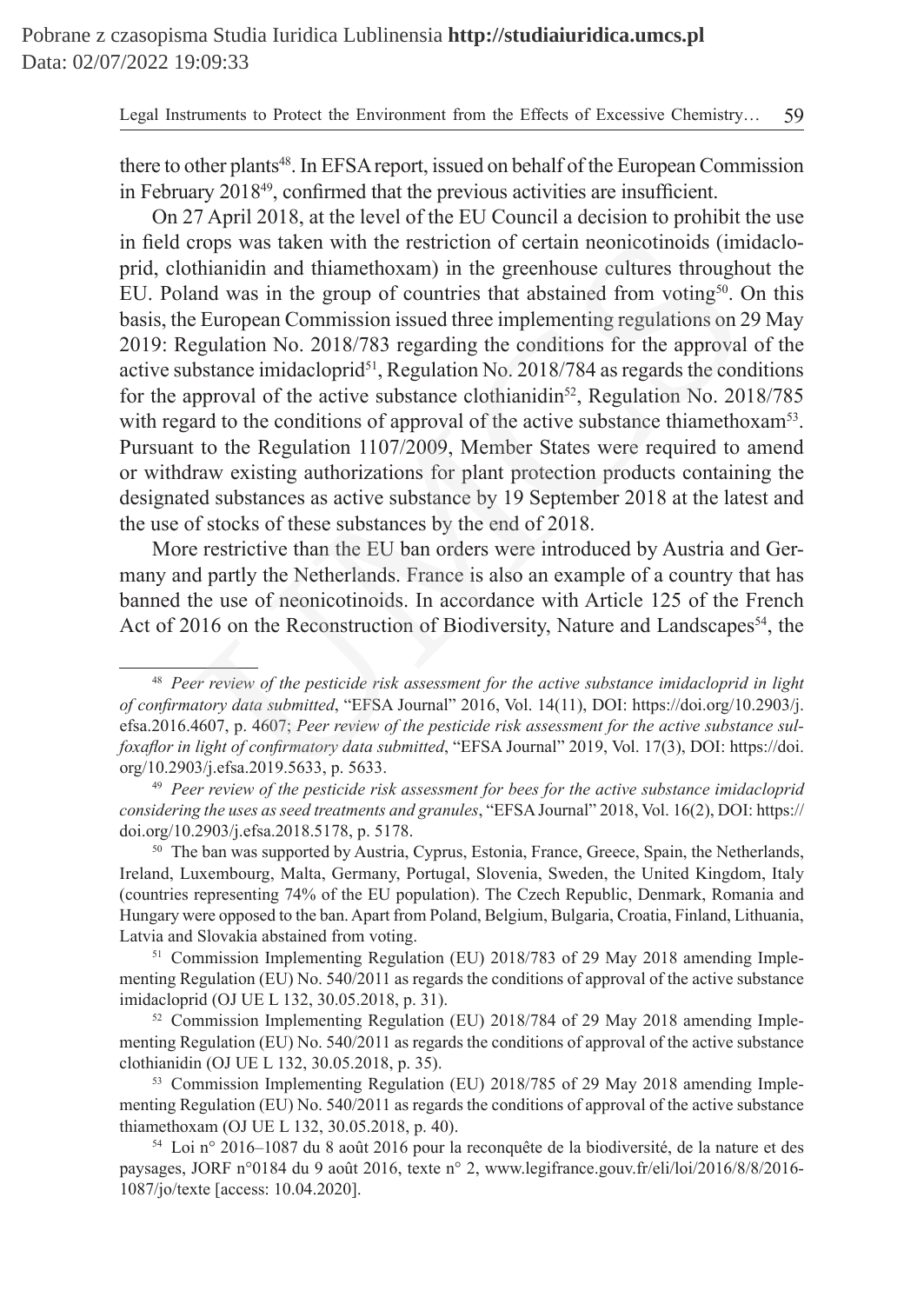there to other plants[48]. In EFSA report, issued on behalf of the European Commission in February 2018[49], confirmed that the previous activities are insufficient.

On 27 April 2018, at the level of the EU Council a decision to prohibit the use in field crops was taken with the restriction of certain neonicotinoids (imidacloprid, clothianidin and thiamethoxam) in the greenhouse cultures throughout the EU. Poland was in the group of countries that abstained from voting[50]. On this basis, the European Commission issued three implementing regulations on 29 May 2019: Regulation No. 2018/783 regarding the conditions for the approval of the active substance imidacloprid[51], Regulation No. 2018/784 as regards the conditions for the approval of the active substance clothianidin[52], Regulation No. 2018/785 with regard to the conditions of approval of the active substance thiamethoxam[53]. Pursuant to the Regulation 1107/2009, Member States were required to amend or withdraw existing authorizations for plant protection products containing the designated substances as active substance by 19 September 2018 at the latest and the use of stocks of these substances by the end of 2018.

More restrictive than the EU ban orders were introduced by Austria and Germany and partly the Netherlands. France is also an example of a country that has banned the use of neonicotinoids. In accordance with Article 125 of the French Act of 2016 on the Reconstruction of Biodiversity, Nature and Landscapes[54], the

---

[48] *Peer review of the pesticide risk assessment for the active substance imidacloprid in light of confirmatory data submitted*, "EFSA Journal" 2016, Vol. 14(11), DOI: https://doi.org/10.2903/j.efsa.2016.4607, p. 4607; *Peer review of the pesticide risk assessment for the active substance sulfoxaflor in light of confirmatory data submitted*, "EFSA Journal" 2019, Vol. 17(3), DOI: https://doi.org/10.2903/j.efsa.2019.5633, p. 5633.

[49] *Peer review of the pesticide risk assessment for bees for the active substance imidacloprid considering the uses as seed treatments and granules*, "EFSA Journal" 2018, Vol. 16(2), DOI: https://doi.org/10.2903/j.efsa.2018.5178, p. 5178.

[50] The ban was supported by Austria, Cyprus, Estonia, France, Greece, Spain, the Netherlands, Ireland, Luxembourg, Malta, Germany, Portugal, Slovenia, Sweden, the United Kingdom, Italy (countries representing 74% of the EU population). The Czech Republic, Denmark, Romania and Hungary were opposed to the ban. Apart from Poland, Belgium, Bulgaria, Croatia, Finland, Lithuania, Latvia and Slovakia abstained from voting.

[51] Commission Implementing Regulation (EU) 2018/783 of 29 May 2018 amending Implementing Regulation (EU) No. 540/2011 as regards the conditions of approval of the active substance imidacloprid (OJ UE L 132, 30.05.2018, p. 31).

[52] Commission Implementing Regulation (EU) 2018/784 of 29 May 2018 amending Implementing Regulation (EU) No. 540/2011 as regards the conditions of approval of the active substance clothianidin (OJ UE L 132, 30.05.2018, p. 35).

[53] Commission Implementing Regulation (EU) 2018/785 of 29 May 2018 amending Implementing Regulation (EU) No. 540/2011 as regards the conditions of approval of the active substance thiamethoxam (OJ UE L 132, 30.05.2018, p. 40).

[54] Loi n° 2016–1087 du 8 août 2016 pour la reconquête de la biodiversité, de la nature et des paysages, JORF n°0184 du 9 août 2016, texte n° 2, www.legifrance.gouv.fr/eli/loi/2016/8/8/2016-1087/jo/texte [access: 10.04.2020].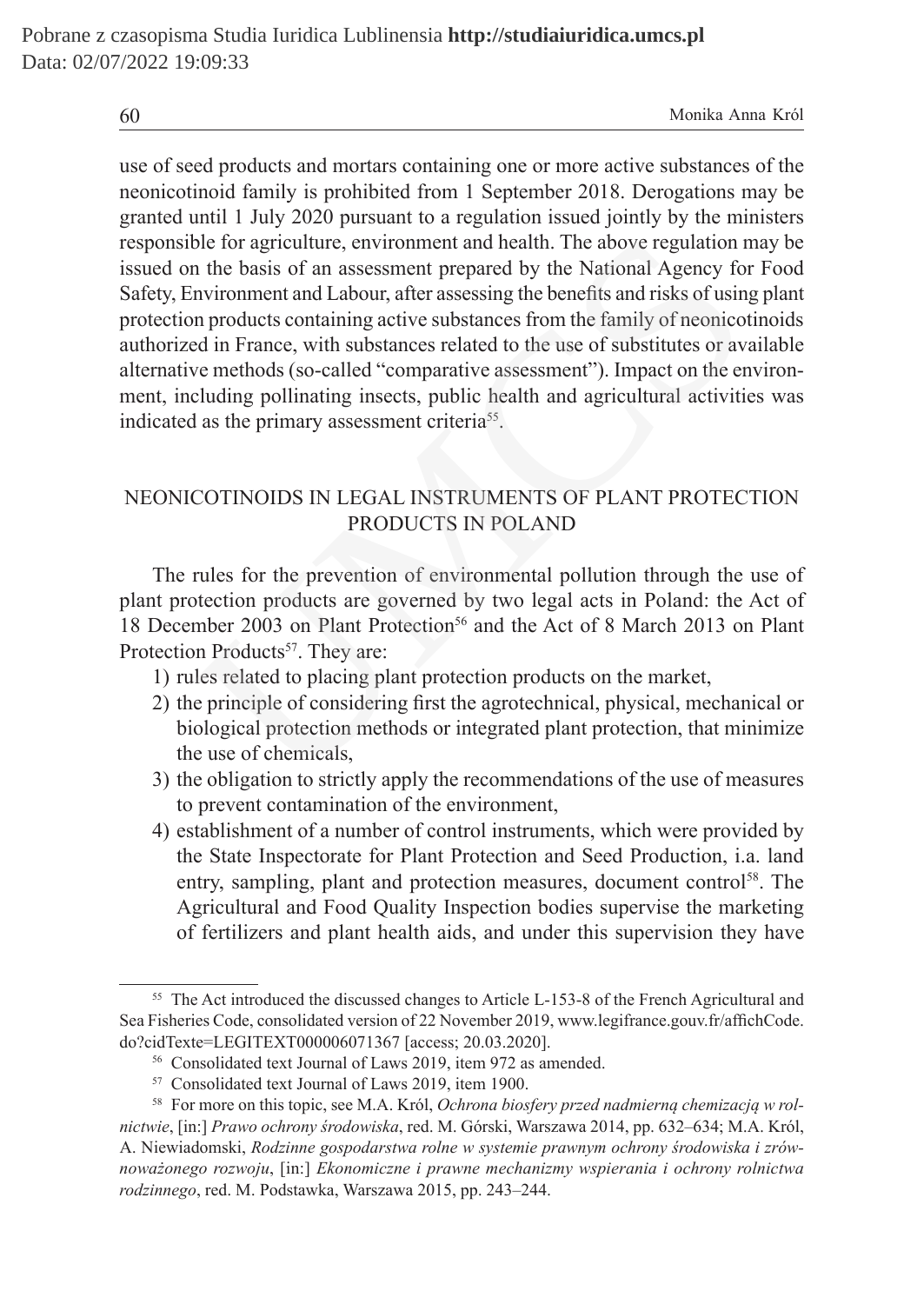use of seed products and mortars containing one or more active substances of the neonicotinoid family is prohibited from 1 September 2018. Derogations may be granted until 1 July 2020 pursuant to a regulation issued jointly by the ministers responsible for agriculture, environment and health. The above regulation may be issued on the basis of an assessment prepared by the National Agency for Food Safety, Environment and Labour, after assessing the benefits and risks of using plant protection products containing active substances from the family of neonicotinoids authorized in France, with substances related to the use of substitutes or available alternative methods (so-called "comparative assessment"). Impact on the environment, including pollinating insects, public health and agricultural activities was indicated as the primary assessment criteria[55].

## NEONICOTINOIDS IN LEGAL INSTRUMENTS OF PLANT PROTECTION PRODUCTS IN POLAND

The rules for the prevention of environmental pollution through the use of plant protection products are governed by two legal acts in Poland: the Act of 18 December 2003 on Plant Protection[56] and the Act of 8 March 2013 on Plant Protection Products[57]. They are:

1) rules related to placing plant protection products on the market,
2) the principle of considering first the agrotechnical, physical, mechanical or biological protection methods or integrated plant protection, that minimize the use of chemicals,
3) the obligation to strictly apply the recommendations of the use of measures to prevent contamination of the environment,
4) establishment of a number of control instruments, which were provided by the State Inspectorate for Plant Protection and Seed Production, i.a. land entry, sampling, plant and protection measures, document control[58]. The Agricultural and Food Quality Inspection bodies supervise the marketing of fertilizers and plant health aids, and under this supervision they have

---

[55] The Act introduced the discussed changes to Article L-153-8 of the French Agricultural and Sea Fisheries Code, consolidated version of 22 November 2019, www.legifrance.gouv.fr/affichCode.do?cidTexte=LEGITEXT000006071367 [access; 20.03.2020].

[56] Consolidated text Journal of Laws 2019, item 972 as amended.

[57] Consolidated text Journal of Laws 2019, item 1900.

[58] For more on this topic, see M.A. Król, *Ochrona biosfery przed nadmierną chemizacją w rolnictwie*, [in:] *Prawo ochrony środowiska*, red. M. Górski, Warszawa 2014, pp. 632–634; M.A. Król, A. Niewiadomski, *Rodzinne gospodarstwa rolne w systemie prawnym ochrony środowiska i zrównoważonego rozwoju*, [in:] *Ekonomiczne i prawne mechanizmy wspierania i ochrony rolnictwa rodzinnego*, red. M. Podstawka, Warszawa 2015, pp. 243–244.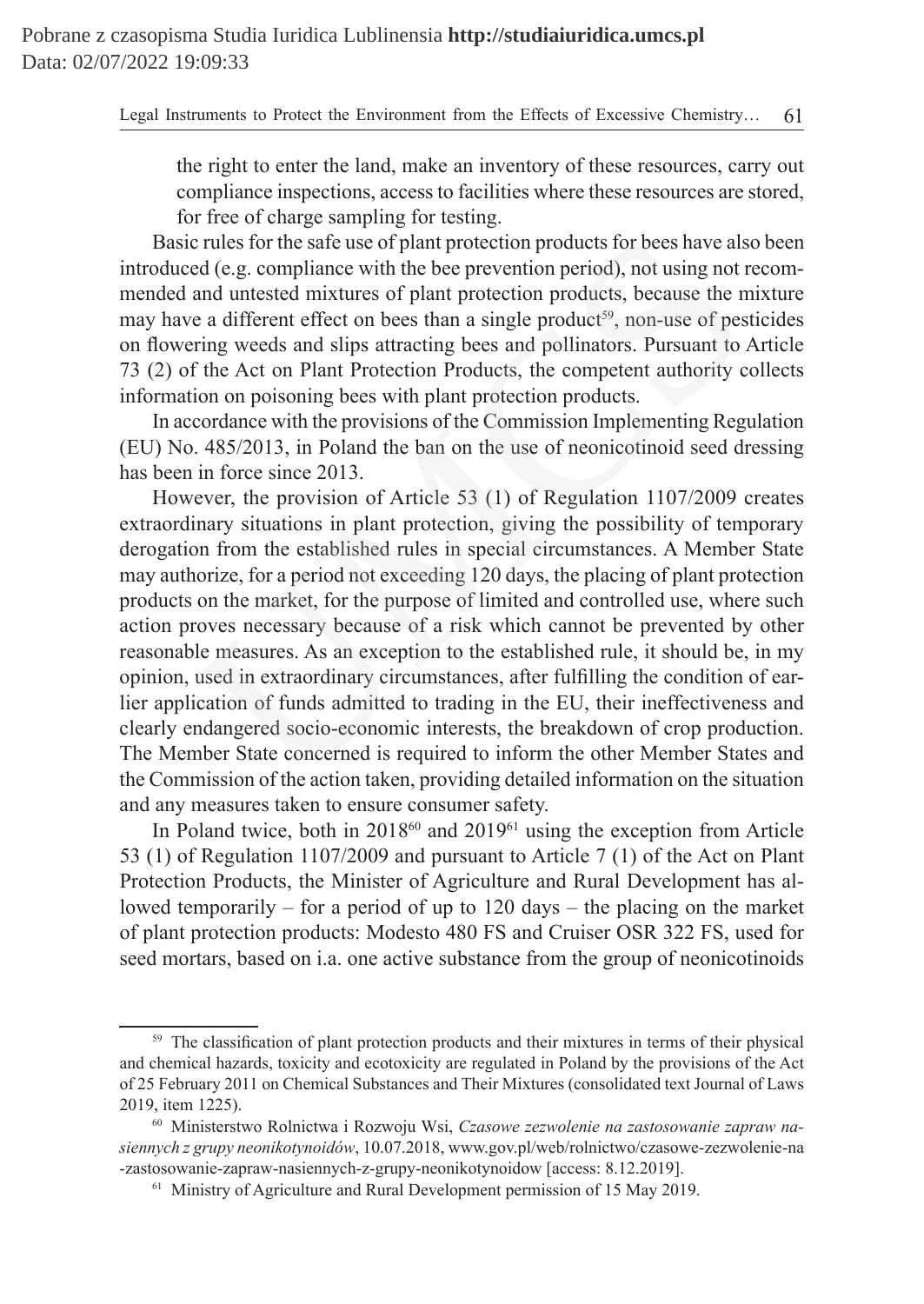the right to enter the land, make an inventory of these resources, carry out compliance inspections, access to facilities where these resources are stored, for free of charge sampling for testing.

Basic rules for the safe use of plant protection products for bees have also been introduced (e.g. compliance with the bee prevention period), not using not recommended and untested mixtures of plant protection products, because the mixture may have a different effect on bees than a single product[59], non-use of pesticides on flowering weeds and slips attracting bees and pollinators. Pursuant to Article 73 (2) of the Act on Plant Protection Products, the competent authority collects information on poisoning bees with plant protection products.

In accordance with the provisions of the Commission Implementing Regulation (EU) No. 485/2013, in Poland the ban on the use of neonicotinoid seed dressing has been in force since 2013.

However, the provision of Article 53 (1) of Regulation 1107/2009 creates extraordinary situations in plant protection, giving the possibility of temporary derogation from the established rules in special circumstances. A Member State may authorize, for a period not exceeding 120 days, the placing of plant protection products on the market, for the purpose of limited and controlled use, where such action proves necessary because of a risk which cannot be prevented by other reasonable measures. As an exception to the established rule, it should be, in my opinion, used in extraordinary circumstances, after fulfilling the condition of earlier application of funds admitted to trading in the EU, their ineffectiveness and clearly endangered socio-economic interests, the breakdown of crop production. The Member State concerned is required to inform the other Member States and the Commission of the action taken, providing detailed information on the situation and any measures taken to ensure consumer safety.

In Poland twice, both in 2018[60] and 2019[61] using the exception from Article 53 (1) of Regulation 1107/2009 and pursuant to Article 7 (1) of the Act on Plant Protection Products, the Minister of Agriculture and Rural Development has allowed temporarily – for a period of up to 120 days – the placing on the market of plant protection products: Modesto 480 FS and Cruiser OSR 322 FS, used for seed mortars, based on i.a. one active substance from the group of neonicotinoids

---

[59] The classification of plant protection products and their mixtures in terms of their physical and chemical hazards, toxicity and ecotoxicity are regulated in Poland by the provisions of the Act of 25 February 2011 on Chemical Substances and Their Mixtures (consolidated text Journal of Laws 2019, item 1225).

[60] Ministerstwo Rolnictwa i Rozwoju Wsi, *Czasowe zezwolenie na zastosowanie zapraw nasiennych z grupy neonikotynoidów*, 10.07.2018, www.gov.pl/web/rolnictwo/czasowe-zezwolenie-na-zastosowanie-zapraw-nasiennych-z-grupy-neonikotynoidow [access: 8.12.2019].

[61] Ministry of Agriculture and Rural Development permission of 15 May 2019.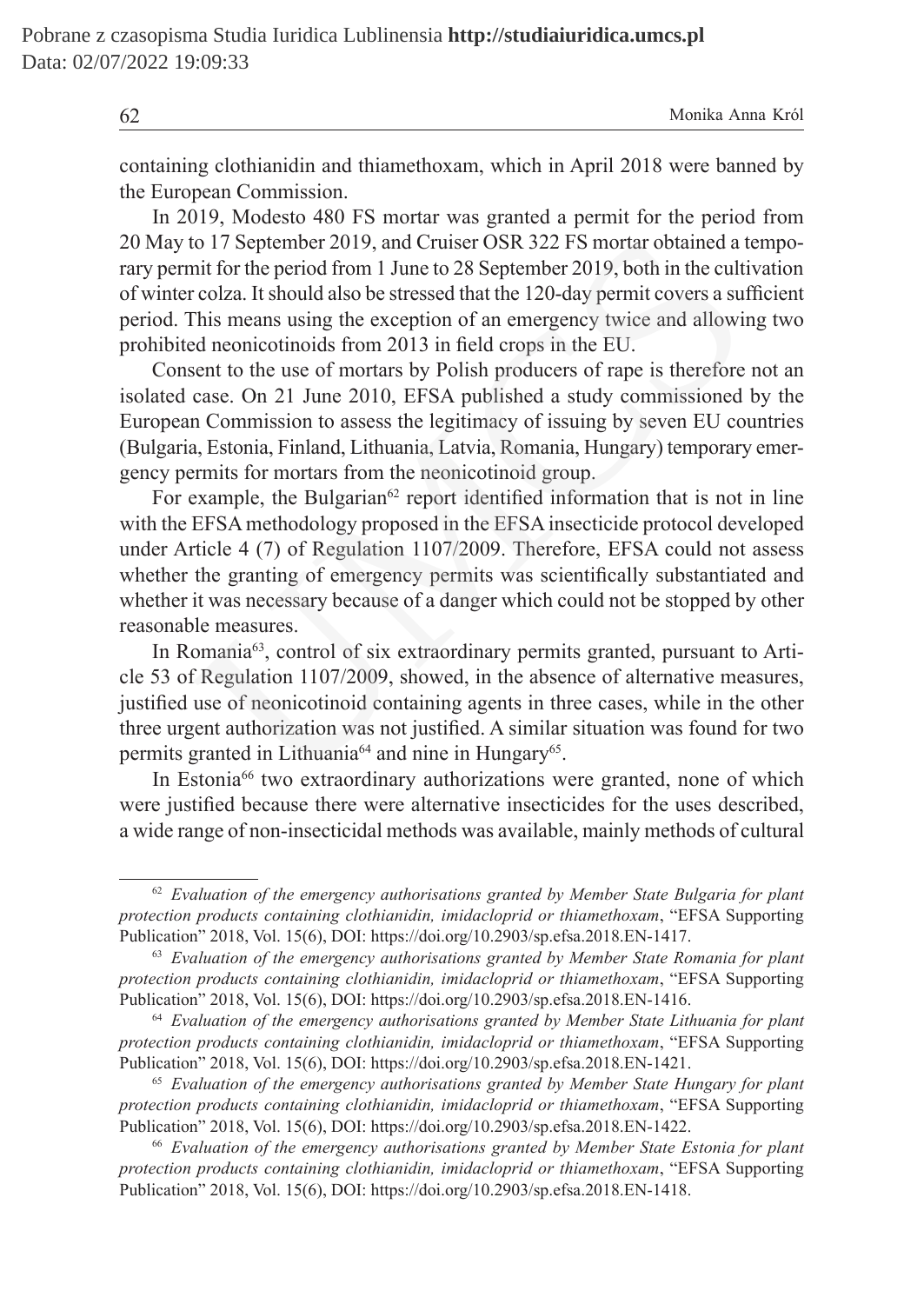containing clothianidin and thiamethoxam, which in April 2018 were banned by the European Commission.

In 2019, Modesto 480 FS mortar was granted a permit for the period from 20 May to 17 September 2019, and Cruiser OSR 322 FS mortar obtained a temporary permit for the period from 1 June to 28 September 2019, both in the cultivation of winter colza. It should also be stressed that the 120-day permit covers a sufficient period. This means using the exception of an emergency twice and allowing two prohibited neonicotinoids from 2013 in field crops in the EU.

Consent to the use of mortars by Polish producers of rape is therefore not an isolated case. On 21 June 2010, EFSA published a study commissioned by the European Commission to assess the legitimacy of issuing by seven EU countries (Bulgaria, Estonia, Finland, Lithuania, Latvia, Romania, Hungary) temporary emergency permits for mortars from the neonicotinoid group.

For example, the Bulgarian[62] report identified information that is not in line with the EFSA methodology proposed in the EFSA insecticide protocol developed under Article 4 (7) of Regulation 1107/2009. Therefore, EFSA could not assess whether the granting of emergency permits was scientifically substantiated and whether it was necessary because of a danger which could not be stopped by other reasonable measures.

In Romania[63], control of six extraordinary permits granted, pursuant to Article 53 of Regulation 1107/2009, showed, in the absence of alternative measures, justified use of neonicotinoid containing agents in three cases, while in the other three urgent authorization was not justified. A similar situation was found for two permits granted in Lithuania[64] and nine in Hungary[65].

In Estonia[66] two extraordinary authorizations were granted, none of which were justified because there were alternative insecticides for the uses described, a wide range of non-insecticidal methods was available, mainly methods of cultural

---

[62] *Evaluation of the emergency authorisations granted by Member State Bulgaria for plant protection products containing clothianidin, imidacloprid or thiamethoxam*, "EFSA Supporting Publication" 2018, Vol. 15(6), DOI: https://doi.org/10.2903/sp.efsa.2018.EN-1417.

[63] *Evaluation of the emergency authorisations granted by Member State Romania for plant protection products containing clothianidin, imidacloprid or thiamethoxam*, "EFSA Supporting Publication" 2018, Vol. 15(6), DOI: https://doi.org/10.2903/sp.efsa.2018.EN-1416.

[64] *Evaluation of the emergency authorisations granted by Member State Lithuania for plant protection products containing clothianidin, imidacloprid or thiamethoxam*, "EFSA Supporting Publication" 2018, Vol. 15(6), DOI: https://doi.org/10.2903/sp.efsa.2018.EN-1421.

[65] *Evaluation of the emergency authorisations granted by Member State Hungary for plant protection products containing clothianidin, imidacloprid or thiamethoxam*, "EFSA Supporting Publication" 2018, Vol. 15(6), DOI: https://doi.org/10.2903/sp.efsa.2018.EN-1422.

[66] *Evaluation of the emergency authorisations granted by Member State Estonia for plant protection products containing clothianidin, imidacloprid or thiamethoxam*, "EFSA Supporting Publication" 2018, Vol. 15(6), DOI: https://doi.org/10.2903/sp.efsa.2018.EN-1418.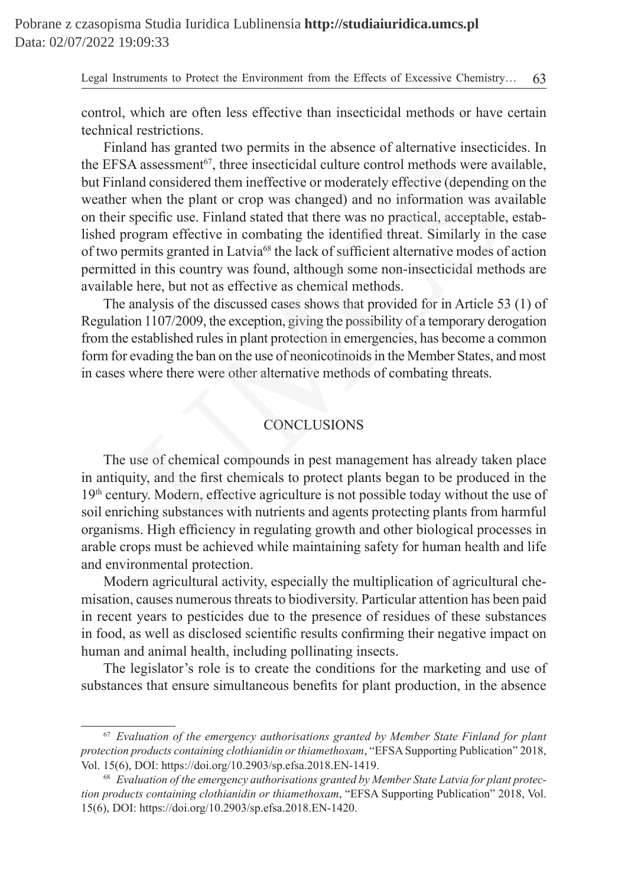control, which are often less effective than insecticidal methods or have certain technical restrictions.

Finland has granted two permits in the absence of alternative insecticides. In the EFSA assessment[67], three insecticidal culture control methods were available, but Finland considered them ineffective or moderately effective (depending on the weather when the plant or crop was changed) and no information was available on their specific use. Finland stated that there was no practical, acceptable, established program effective in combating the identified threat. Similarly in the case of two permits granted in Latvia[68] the lack of sufficient alternative modes of action permitted in this country was found, although some non-insecticidal methods are available here, but not as effective as chemical methods.

The analysis of the discussed cases shows that provided for in Article 53 (1) of Regulation 1107/2009, the exception, giving the possibility of a temporary derogation from the established rules in plant protection in emergencies, has become a common form for evading the ban on the use of neonicotinoids in the Member States, and most in cases where there were other alternative methods of combating threats.

## CONCLUSIONS

The use of chemical compounds in pest management has already taken place in antiquity, and the first chemicals to protect plants began to be produced in the 19th century. Modern, effective agriculture is not possible today without the use of soil enriching substances with nutrients and agents protecting plants from harmful organisms. High efficiency in regulating growth and other biological processes in arable crops must be achieved while maintaining safety for human health and life and environmental protection.

Modern agricultural activity, especially the multiplication of agricultural chemisation, causes numerous threats to biodiversity. Particular attention has been paid in recent years to pesticides due to the presence of residues of these substances in food, as well as disclosed scientific results confirming their negative impact on human and animal health, including pollinating insects.

The legislator's role is to create the conditions for the marketing and use of substances that ensure simultaneous benefits for plant production, in the absence

---

[67] *Evaluation of the emergency authorisations granted by Member State Finland for plant protection products containing clothianidin or thiamethoxam*, "EFSA Supporting Publication" 2018, Vol. 15(6), DOI: https://doi.org/10.2903/sp.efsa.2018.EN-1419.

[68] *Evaluation of the emergency authorisations granted by Member State Latvia for plant protection products containing clothianidin or thiamethoxam*, "EFSA Supporting Publication" 2018, Vol. 15(6), DOI: https://doi.org/10.2903/sp.efsa.2018.EN-1420.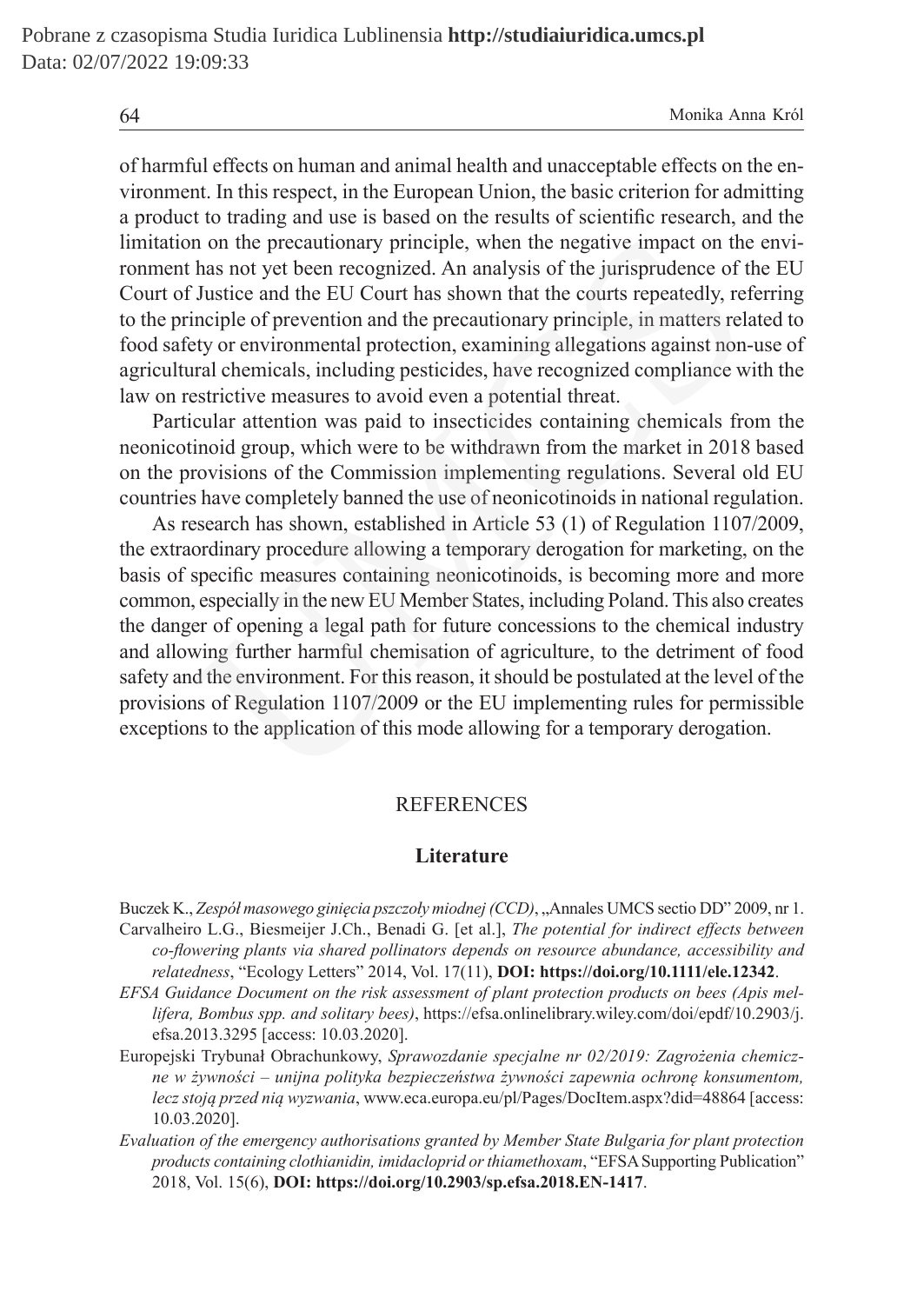of harmful effects on human and animal health and unacceptable effects on the environment. In this respect, in the European Union, the basic criterion for admitting a product to trading and use is based on the results of scientific research, and the limitation on the precautionary principle, when the negative impact on the environment has not yet been recognized. An analysis of the jurisprudence of the EU Court of Justice and the EU Court has shown that the courts repeatedly, referring to the principle of prevention and the precautionary principle, in matters related to food safety or environmental protection, examining allegations against non-use of agricultural chemicals, including pesticides, have recognized compliance with the law on restrictive measures to avoid even a potential threat.

Particular attention was paid to insecticides containing chemicals from the neonicotinoid group, which were to be withdrawn from the market in 2018 based on the provisions of the Commission implementing regulations. Several old EU countries have completely banned the use of neonicotinoids in national regulation.

As research has shown, established in Article 53 (1) of Regulation 1107/2009, the extraordinary procedure allowing a temporary derogation for marketing, on the basis of specific measures containing neonicotinoids, is becoming more and more common, especially in the new EU Member States, including Poland. This also creates the danger of opening a legal path for future concessions to the chemical industry and allowing further harmful chemisation of agriculture, to the detriment of food safety and the environment. For this reason, it should be postulated at the level of the provisions of Regulation 1107/2009 or the EU implementing rules for permissible exceptions to the application of this mode allowing for a temporary derogation.

## REFERENCES

### Literature

Buczek K., *Zespół masowego ginięcia pszczoły miodnej (CCD)*, „Annales UMCS sectio DD" 2009, nr 1.

Carvalheiro L.G., Biesmeijer J.Ch., Benadi G. [et al.], *The potential for indirect effects between co-flowering plants via shared pollinators depends on resource abundance, accessibility and relatedness*, "Ecology Letters" 2014, Vol. 17(11), **DOI: https://doi.org/10.1111/ele.12342**.

*EFSA Guidance Document on the risk assessment of plant protection products on bees (Apis mellifera, Bombus spp. and solitary bees)*, https://efsa.onlinelibrary.wiley.com/doi/epdf/10.2903/j.efsa.2013.3295 [access: 10.03.2020].

Europejski Trybunał Obrachunkowy, *Sprawozdanie specjalne nr 02/2019: Zagrożenia chemiczne w żywności – unijna polityka bezpieczeństwa żywności zapewnia ochronę konsumentom, lecz stoją przed nią wyzwania*, www.eca.europa.eu/pl/Pages/DocItem.aspx?did=48864 [access: 10.03.2020].

*Evaluation of the emergency authorisations granted by Member State Bulgaria for plant protection products containing clothianidin, imidacloprid or thiamethoxam*, "EFSA Supporting Publication" 2018, Vol. 15(6), **DOI: https://doi.org/10.2903/sp.efsa.2018.EN-1417**.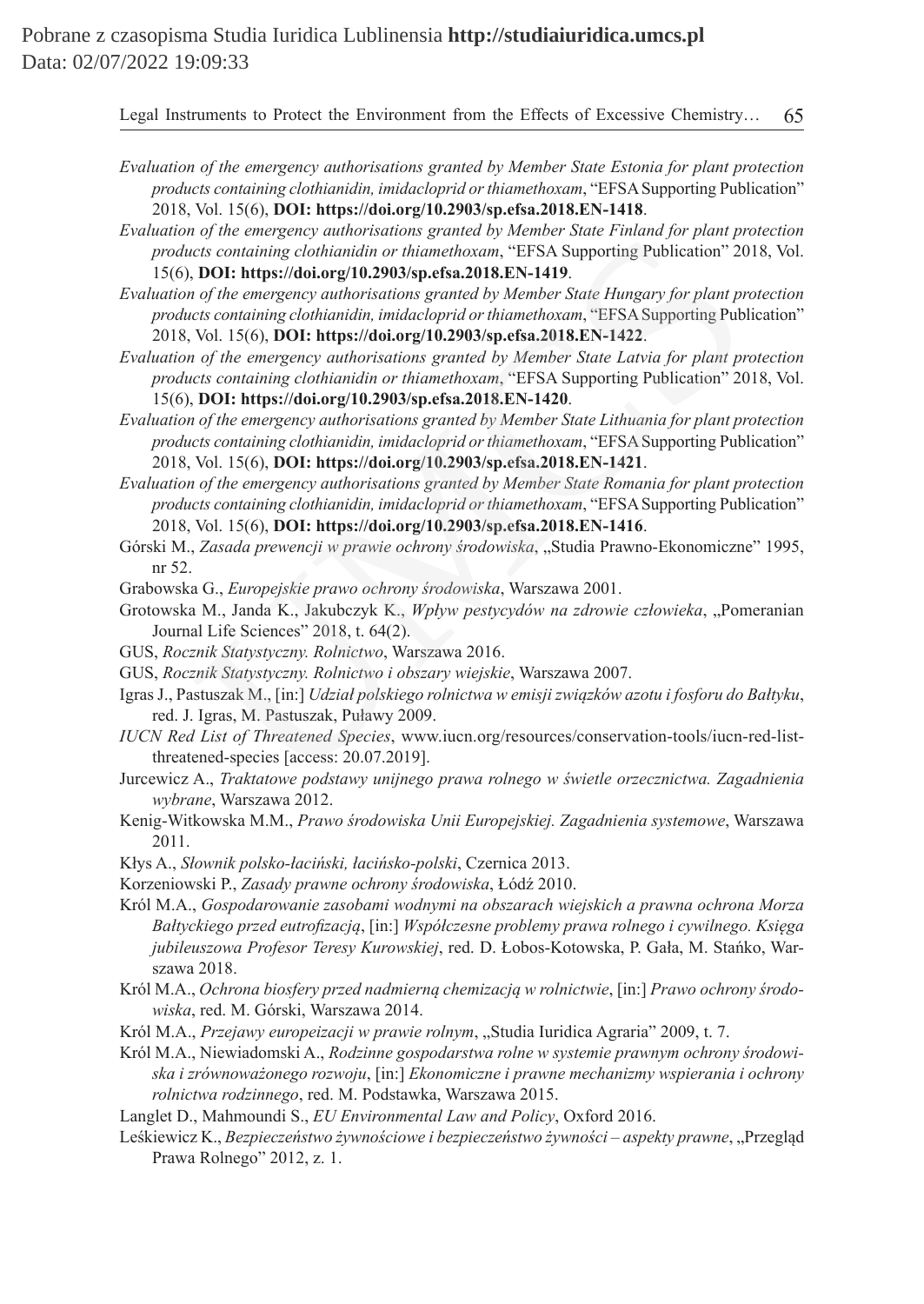*Evaluation of the emergency authorisations granted by Member State Estonia for plant protection products containing clothianidin, imidacloprid or thiamethoxam*, "EFSA Supporting Publication" 2018, Vol. 15(6), **DOI: https://doi.org/10.2903/sp.efsa.2018.EN-1418**.

*Evaluation of the emergency authorisations granted by Member State Finland for plant protection products containing clothianidin or thiamethoxam*, "EFSA Supporting Publication" 2018, Vol. 15(6), **DOI: https://doi.org/10.2903/sp.efsa.2018.EN-1419**.

*Evaluation of the emergency authorisations granted by Member State Hungary for plant protection products containing clothianidin, imidacloprid or thiamethoxam*, "EFSA Supporting Publication" 2018, Vol. 15(6), **DOI: https://doi.org/10.2903/sp.efsa.2018.EN-1422**.

*Evaluation of the emergency authorisations granted by Member State Latvia for plant protection products containing clothianidin or thiamethoxam*, "EFSA Supporting Publication" 2018, Vol. 15(6), **DOI: https://doi.org/10.2903/sp.efsa.2018.EN-1420**.

*Evaluation of the emergency authorisations granted by Member State Lithuania for plant protection products containing clothianidin, imidacloprid or thiamethoxam*, "EFSA Supporting Publication" 2018, Vol. 15(6), **DOI: https://doi.org/10.2903/sp.efsa.2018.EN-1421**.

*Evaluation of the emergency authorisations granted by Member State Romania for plant protection products containing clothianidin, imidacloprid or thiamethoxam*, "EFSA Supporting Publication" 2018, Vol. 15(6), **DOI: https://doi.org/10.2903/sp.efsa.2018.EN-1416**.

Górski M., *Zasada prewencji w prawie ochrony środowiska*, „Studia Prawno-Ekonomiczne" 1995, nr 52.

Grabowska G., *Europejskie prawo ochrony środowiska*, Warszawa 2001.

Grotowska M., Janda K., Jakubczyk K., *Wpływ pestycydów na zdrowie człowieka*, „Pomeranian Journal Life Sciences" 2018, t. 64(2).

GUS, *Rocznik Statystyczny. Rolnictwo*, Warszawa 2016.

GUS, *Rocznik Statystyczny. Rolnictwo i obszary wiejskie*, Warszawa 2007.

Igras J., Pastuszak M., [in:] *Udział polskiego rolnictwa w emisji związków azotu i fosforu do Bałtyku*, red. J. Igras, M. Pastuszak, Puławy 2009.

*IUCN Red List of Threatened Species*, www.iucn.org/resources/conservation-tools/iucn-red-list-threatened-species [access: 20.07.2019].

Jurcewicz A., *Traktatowe podstawy unijnego prawa rolnego w świetle orzecznictwa. Zagadnienia wybrane*, Warszawa 2012.

Kenig-Witkowska M.M., *Prawo środowiska Unii Europejskiej. Zagadnienia systemowe*, Warszawa 2011.

Kłys A., *Słownik polsko-łaciński, łacińsko-polski*, Czernica 2013.

Korzeniowski P., *Zasady prawne ochrony środowiska*, Łódź 2010.

Król M.A., *Gospodarowanie zasobami wodnymi na obszarach wiejskich a prawna ochrona Morza Bałtyckiego przed eutrofizacją*, [in:] *Współczesne problemy prawa rolnego i cywilnego. Księga jubileuszowa Profesor Teresy Kurowskiej*, red. D. Łobos-Kotowska, P. Gała, M. Stańko, Warszawa 2018.

Król M.A., *Ochrona biosfery przed nadmierną chemizacją w rolnictwie*, [in:] *Prawo ochrony środowiska*, red. M. Górski, Warszawa 2014.

Król M.A., *Przejawy europeizacji w prawie rolnym*, „Studia Iuridica Agraria" 2009, t. 7.

Król M.A., Niewiadomski A., *Rodzinne gospodarstwa rolne w systemie prawnym ochrony środowiska i zrównoważonego rozwoju*, [in:] *Ekonomiczne i prawne mechanizmy wspierania i ochrony rolnictwa rodzinnego*, red. M. Podstawka, Warszawa 2015.

Langlet D., Mahmoundi S., *EU Environmental Law and Policy*, Oxford 2016.

Leśkiewicz K., *Bezpieczeństwo żywnościowe i bezpieczeństwo żywności – aspekty prawne*, „Przegląd Prawa Rolnego" 2012, z. 1.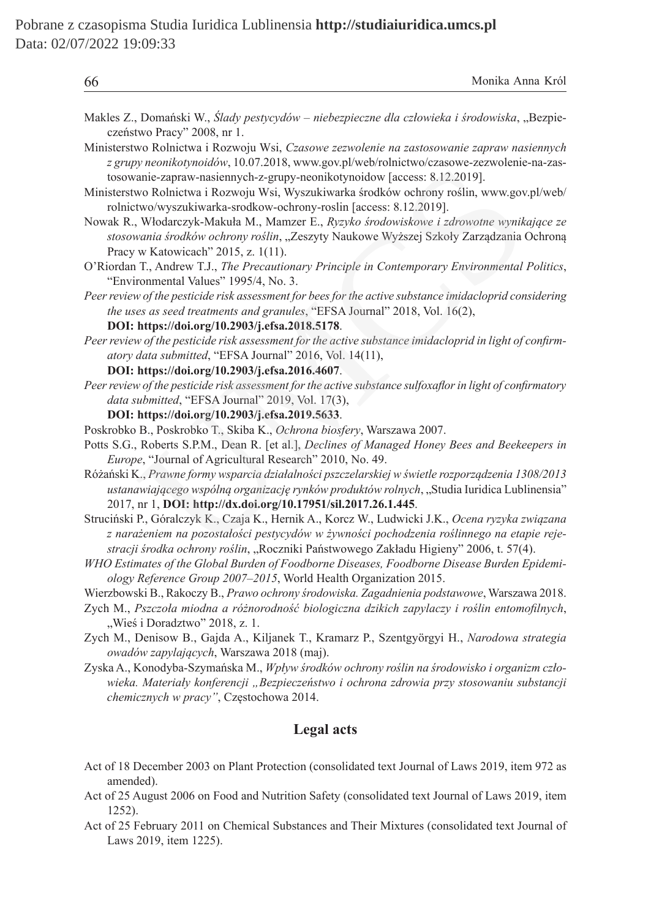Makles Z., Domański W., *Ślady pestycydów – niebezpieczne dla człowieka i środowiska*, „Bezpieczeństwo Pracy" 2008, nr 1.

Ministerstwo Rolnictwa i Rozwoju Wsi, *Czasowe zezwolenie na zastosowanie zapraw nasiennych z grupy neonikotynoidów*, 10.07.2018, www.gov.pl/web/rolnictwo/czasowe-zezwolenie-na-zastosowanie-zapraw-nasiennych-z-grupy-neonikotynoidow [access: 8.12.2019].

Ministerstwo Rolnictwa i Rozwoju Wsi, Wyszukiwarka środków ochrony roślin, www.gov.pl/web/rolnictwo/wyszukiwarka-srodkow-ochrony-roslin [access: 8.12.2019].

Nowak R., Włodarczyk-Makuła M., Mamzer E., *Ryzyko środowiskowe i zdrowotne wynikające ze stosowania środków ochrony roślin*, „Zeszyty Naukowe Wyższej Szkoły Zarządzania Ochroną Pracy w Katowicach" 2015, z. 1(11).

O'Riordan T., Andrew T.J., *The Precautionary Principle in Contemporary Environmental Politics*, "Environmental Values" 1995/4, No. 3.

*Peer review of the pesticide risk assessment for bees for the active substance imidacloprid considering the uses as seed treatments and granules*, "EFSA Journal" 2018, Vol. 16(2), **DOI: https://doi.org/10.2903/j.efsa.2018.5178**.

*Peer review of the pesticide risk assessment for the active substance imidacloprid in light of confirmatory data submitted*, "EFSA Journal" 2016, Vol. 14(11), **DOI: https://doi.org/10.2903/j.efsa.2016.4607**.

*Peer review of the pesticide risk assessment for the active substance sulfoxaflor in light of confirmatory data submitted*, "EFSA Journal" 2019, Vol. 17(3), **DOI: https://doi.org/10.2903/j.efsa.2019.5633**.

Poskrobko B., Poskrobko T., Skiba K., *Ochrona biosfery*, Warszawa 2007.

Potts S.G., Roberts S.P.M., Dean R. [et al.], *Declines of Managed Honey Bees and Beekeepers in Europe*, "Journal of Agricultural Research" 2010, No. 49.

Różański K., *Prawne formy wsparcia działalności pszczelarskiej w świetle rozporządzenia 1308/2013 ustanawiającego wspólną organizację rynków produktów rolnych*, „Studia Iuridica Lublinensia" 2017, nr 1, **DOI: http://dx.doi.org/10.17951/sil.2017.26.1.445**.

Struciński P., Góralczyk K., Czaja K., Hernik A., Korcz W., Ludwicki J.K., *Ocena ryzyka związana z narażeniem na pozostałości pestycydów w żywności pochodzenia roślinnego na etapie rejestracji środka ochrony roślin*, „Roczniki Państwowego Zakładu Higieny" 2006, t. 57(4).

*WHO Estimates of the Global Burden of Foodborne Diseases, Foodborne Disease Burden Epidemiology Reference Group 2007–2015*, World Health Organization 2015.

Wierzbowski B., Rakoczy B., *Prawo ochrony środowiska. Zagadnienia podstawowe*, Warszawa 2018.

Zych M., *Pszczoła miodna a różnorodność biologiczna dzikich zapylaczy i roślin entomofilnych*, „Wieś i Doradztwo" 2018, z. 1.

Zych M., Denisow B., Gajda A., Kiljanek T., Kramarz P., Szentgyörgyi H., *Narodowa strategia owadów zapylających*, Warszawa 2018 (maj).

Zyska A., Konodyba-Szymańska M., *Wpływ środków ochrony roślin na środowisko i organizm człowieka. Materiały konferencji „Bezpieczeństwo i ochrona zdrowia przy stosowaniu substancji chemicznych w pracy"*, Częstochowa 2014.

## Legal acts

Act of 18 December 2003 on Plant Protection (consolidated text Journal of Laws 2019, item 972 as amended).

Act of 25 August 2006 on Food and Nutrition Safety (consolidated text Journal of Laws 2019, item 1252).

Act of 25 February 2011 on Chemical Substances and Their Mixtures (consolidated text Journal of Laws 2019, item 1225).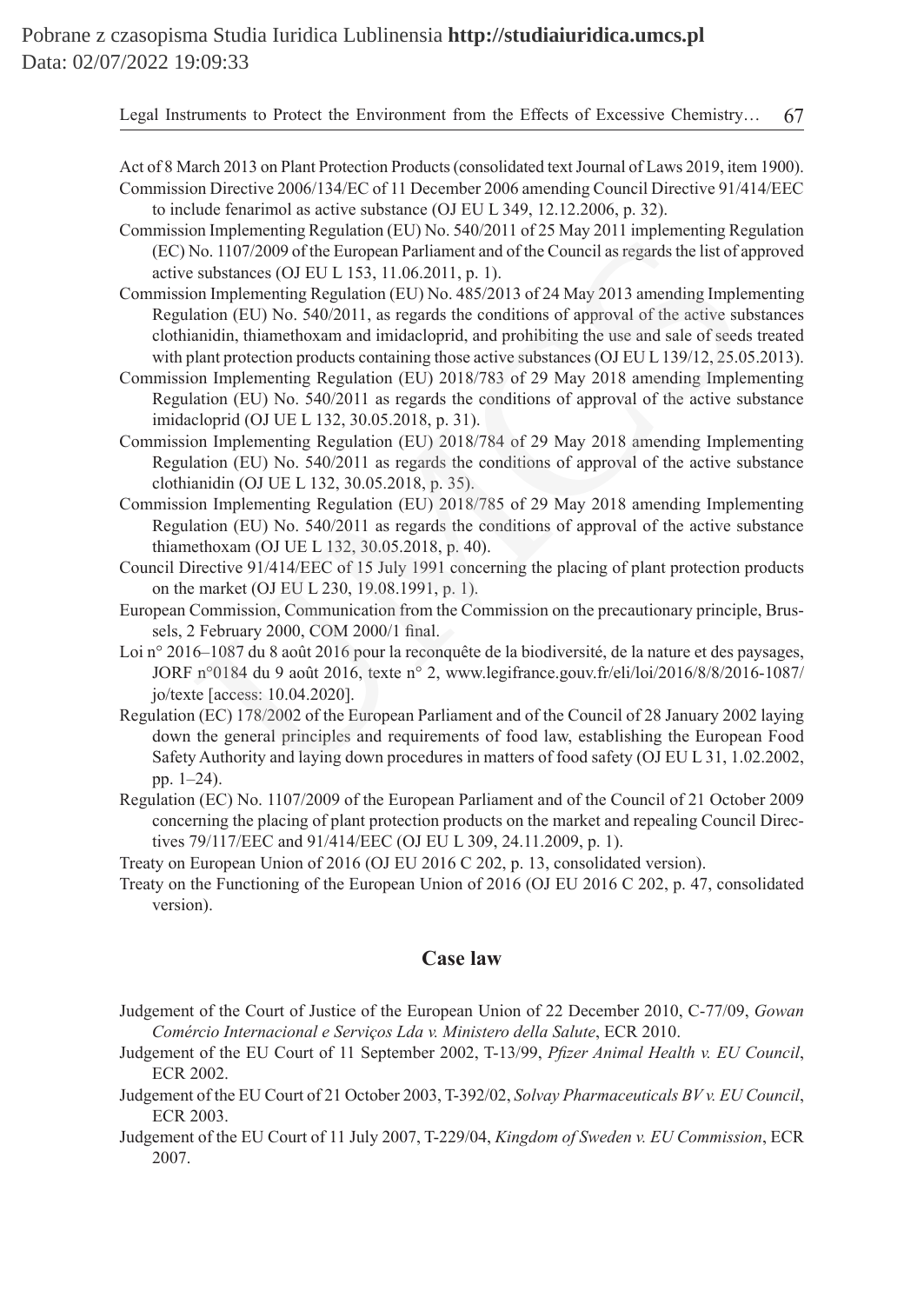Act of 8 March 2013 on Plant Protection Products (consolidated text Journal of Laws 2019, item 1900).

Commission Directive 2006/134/EC of 11 December 2006 amending Council Directive 91/414/EEC to include fenarimol as active substance (OJ EU L 349, 12.12.2006, p. 32).

Commission Implementing Regulation (EU) No. 540/2011 of 25 May 2011 implementing Regulation (EC) No. 1107/2009 of the European Parliament and of the Council as regards the list of approved active substances (OJ EU L 153, 11.06.2011, p. 1).

Commission Implementing Regulation (EU) No. 485/2013 of 24 May 2013 amending Implementing Regulation (EU) No. 540/2011, as regards the conditions of approval of the active substances clothianidin, thiamethoxam and imidacloprid, and prohibiting the use and sale of seeds treated with plant protection products containing those active substances (OJ EU L 139/12, 25.05.2013).

Commission Implementing Regulation (EU) 2018/783 of 29 May 2018 amending Implementing Regulation (EU) No. 540/2011 as regards the conditions of approval of the active substance imidacloprid (OJ UE L 132, 30.05.2018, p. 31).

Commission Implementing Regulation (EU) 2018/784 of 29 May 2018 amending Implementing Regulation (EU) No. 540/2011 as regards the conditions of approval of the active substance clothianidin (OJ UE L 132, 30.05.2018, p. 35).

Commission Implementing Regulation (EU) 2018/785 of 29 May 2018 amending Implementing Regulation (EU) No. 540/2011 as regards the conditions of approval of the active substance thiamethoxam (OJ UE L 132, 30.05.2018, p. 40).

Council Directive 91/414/EEC of 15 July 1991 concerning the placing of plant protection products on the market (OJ EU L 230, 19.08.1991, p. 1).

European Commission, Communication from the Commission on the precautionary principle, Brussels, 2 February 2000, COM 2000/1 final.

Loi n° 2016–1087 du 8 août 2016 pour la reconquête de la biodiversité, de la nature et des paysages, JORF n°0184 du 9 août 2016, texte n° 2, www.legifrance.gouv.fr/eli/loi/2016/8/8/2016-1087/jo/texte [access: 10.04.2020].

Regulation (EC) 178/2002 of the European Parliament and of the Council of 28 January 2002 laying down the general principles and requirements of food law, establishing the European Food Safety Authority and laying down procedures in matters of food safety (OJ EU L 31, 1.02.2002, pp. 1–24).

Regulation (EC) No. 1107/2009 of the European Parliament and of the Council of 21 October 2009 concerning the placing of plant protection products on the market and repealing Council Directives 79/117/EEC and 91/414/EEC (OJ EU L 309, 24.11.2009, p. 1).

Treaty on European Union of 2016 (OJ EU 2016 C 202, p. 13, consolidated version).

Treaty on the Functioning of the European Union of 2016 (OJ EU 2016 C 202, p. 47, consolidated version).

## Case law

Judgement of the Court of Justice of the European Union of 22 December 2010, C-77/09, *Gowan Comércio Internacional e Serviços Lda v. Ministero della Salute*, ECR 2010.

Judgement of the EU Court of 11 September 2002, T-13/99, *Pfizer Animal Health v. EU Council*, ECR 2002.

Judgement of the EU Court of 21 October 2003, T-392/02, *Solvay Pharmaceuticals BV v. EU Council*, ECR 2003.

Judgement of the EU Court of 11 July 2007, T-229/04, *Kingdom of Sweden v. EU Commission*, ECR 2007.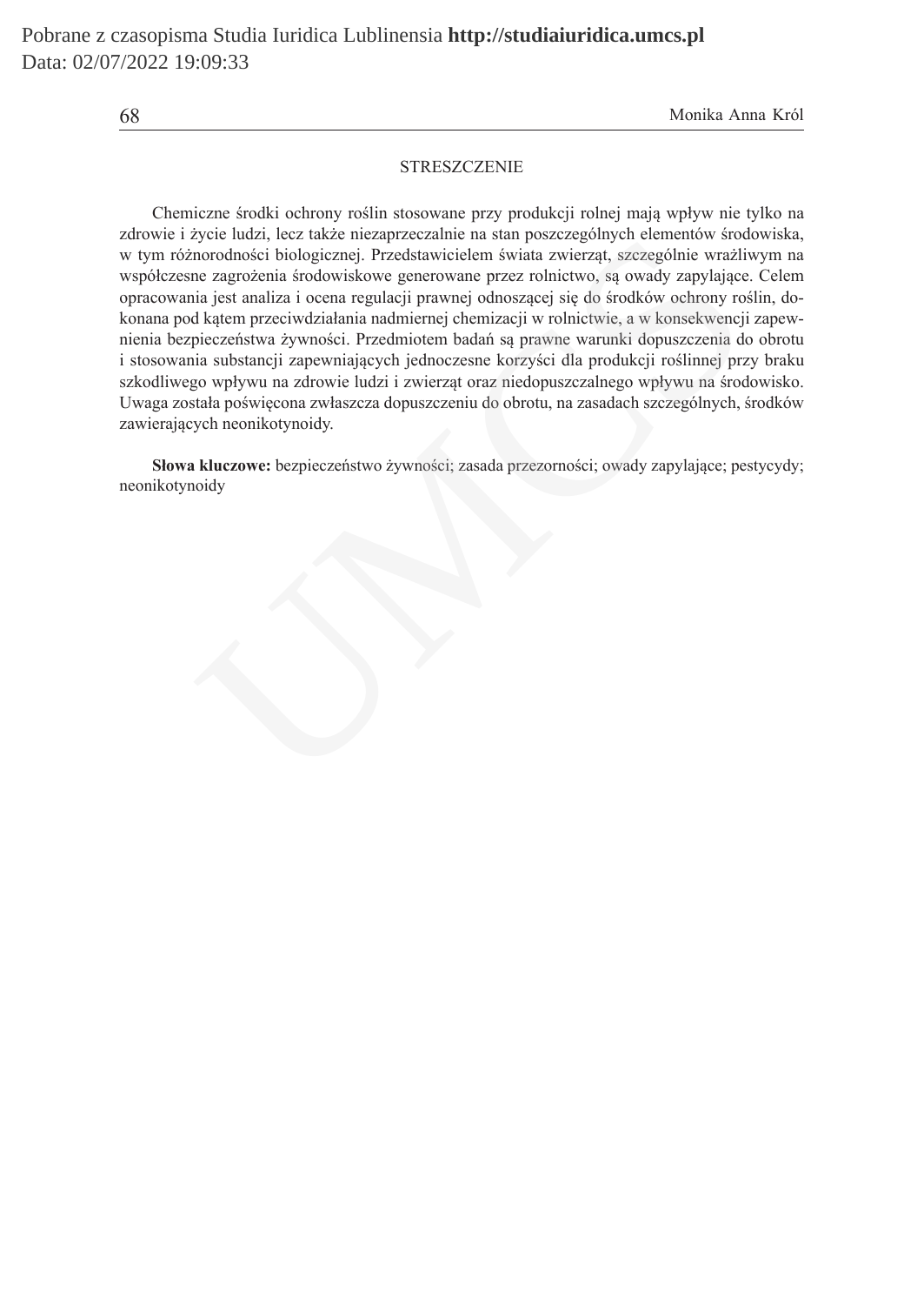## STRESZCZENIE

Chemiczne środki ochrony roślin stosowane przy produkcji rolnej mają wpływ nie tylko na zdrowie i życie ludzi, lecz także niezaprzeczalnie na stan poszczególnych elementów środowiska, w tym różnorodności biologicznej. Przedstawicielem świata zwierząt, szczególnie wrażliwym na współczesne zagrożenia środowiskowe generowane przez rolnictwo, są owady zapylające. Celem opracowania jest analiza i ocena regulacji prawnej odnoszącej się do środków ochrony roślin, dokonana pod kątem przeciwdziałania nadmiernej chemizacji w rolnictwie, a w konsekwencji zapewnienia bezpieczeństwa żywności. Przedmiotem badań są prawne warunki dopuszczenia do obrotu i stosowania substancji zapewniających jednoczesne korzyści dla produkcji roślinnej przy braku szkodliwego wpływu na zdrowie ludzi i zwierząt oraz niedopuszczalnego wpływu na środowisko. Uwaga została poświęcona zwłaszcza dopuszczeniu do obrotu, na zasadach szczególnych, środków zawierających neonikotynoidy.

**Słowa kluczowe:** bezpieczeństwo żywności; zasada przezorności; owady zapylające; pestycydy; neonikotynoidy